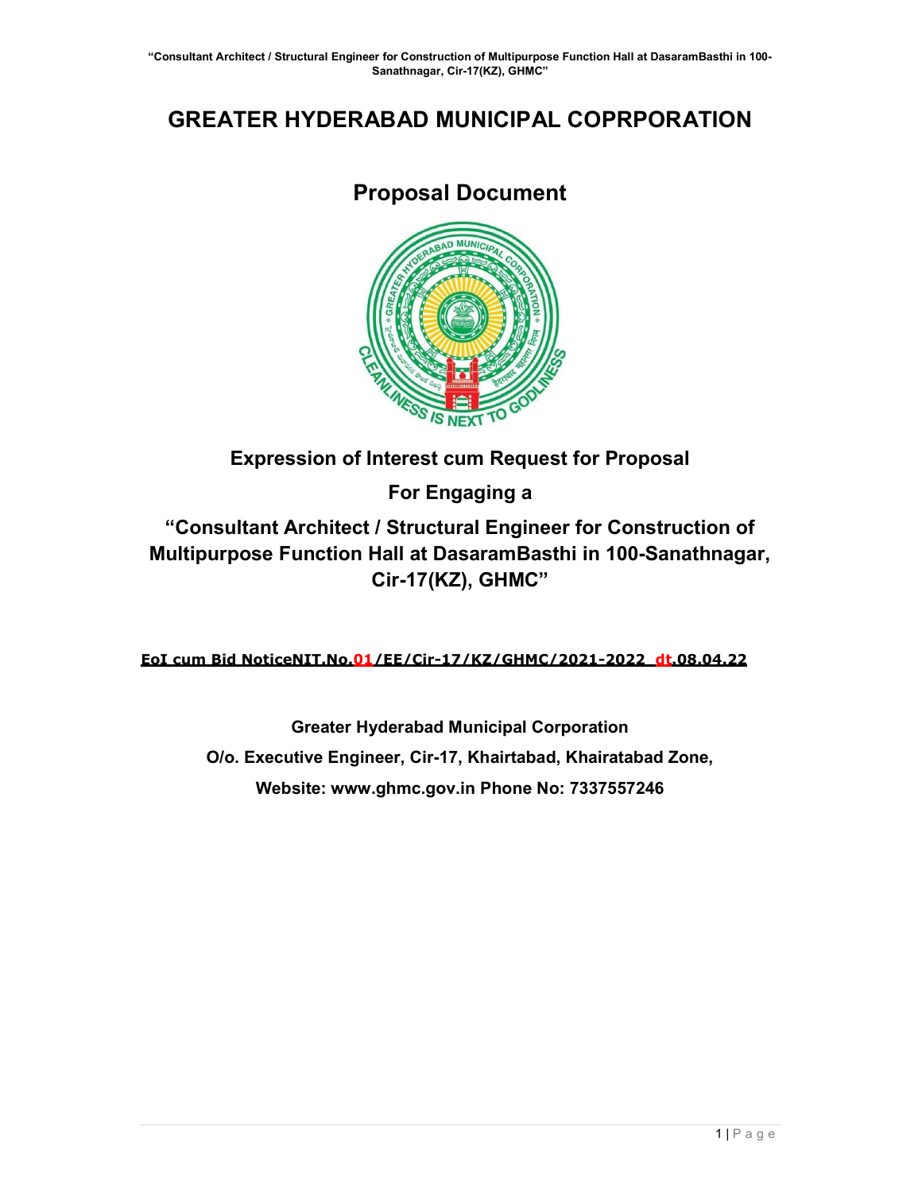# GREATER HYDERABAD MUNICIPAL COPRPORATION

## Proposal Document

**Expression of Interest cum Request for Proposal**

**For Engaging a**

**"Consultant Architect / Structural Engineer for Construction of Multipurpose Function Hall at DasaramBasthi in 100-Sanathnagar, Cir-17(KZ), GHMC"**

**EoI cum Bid NoticeNIT.No.01/EE/Cir-17/KZ/GHMC/2021-2022 dt.08.04.22**

**Greater Hyderabad Municipal Corporation**

**O/o. Executive Engineer, Cir-17, Khairtabad, Khairatabad Zone,**

**Website: www.ghmc.gov.in Phone No: 7337557246**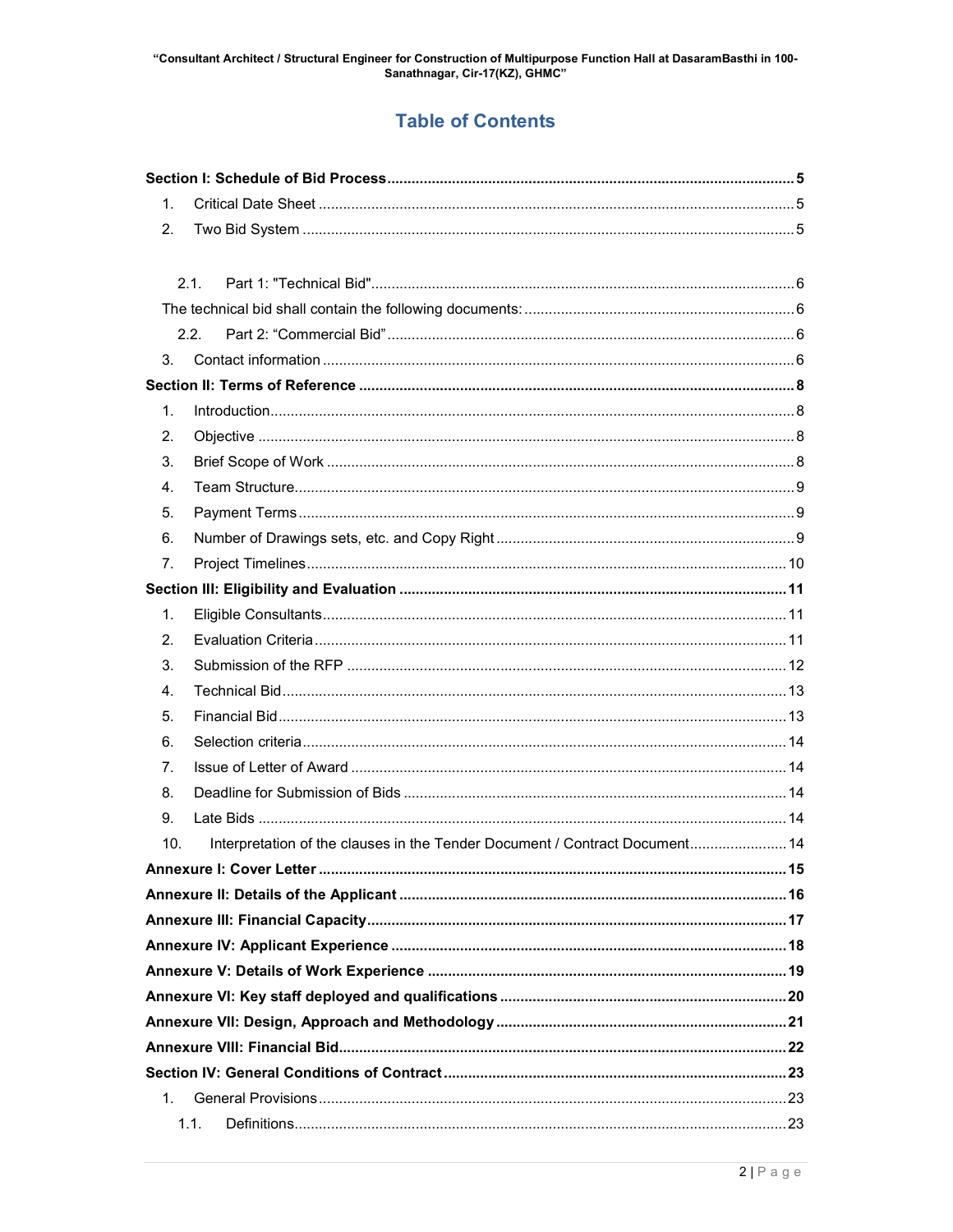# Table of Contents

**Section I: Schedule of Bid Process** ..... **5**

1. Critical Date Sheet ..... 5
2. Two Bid System ..... 5

   2.1. Part 1: "Technical Bid" ..... 6

   The technical bid shall contain the following documents: ..... 6

   2.2. Part 2: "Commercial Bid" ..... 6

3. Contact information ..... 6

**Section II: Terms of Reference** ..... **8**

1. Introduction ..... 8
2. Objective ..... 8
3. Brief Scope of Work ..... 8
4. Team Structure ..... 9
5. Payment Terms ..... 9
6. Number of Drawings sets, etc. and Copy Right ..... 9
7. Project Timelines ..... 10

**Section III: Eligibility and Evaluation** ..... **11**

1. Eligible Consultants ..... 11
2. Evaluation Criteria ..... 11
3. Submission of the RFP ..... 12
4. Technical Bid ..... 13
5. Financial Bid ..... 13
6. Selection criteria ..... 14
7. Issue of Letter of Award ..... 14
8. Deadline for Submission of Bids ..... 14
9. Late Bids ..... 14
10. Interpretation of the clauses in the Tender Document / Contract Document ..... 14

**Annexure I: Cover Letter** ..... **15**

**Annexure II: Details of the Applicant** ..... **16**

**Annexure III: Financial Capacity** ..... **17**

**Annexure IV: Applicant Experience** ..... **18**

**Annexure V: Details of Work Experience** ..... **19**

**Annexure VI: Key staff deployed and qualifications** ..... **20**

**Annexure VII: Design, Approach and Methodology** ..... **21**

**Annexure VIII: Financial Bid** ..... **22**

**Section IV: General Conditions of Contract** ..... **23**

1. General Provisions ..... 23

   1.1. Definitions ..... 23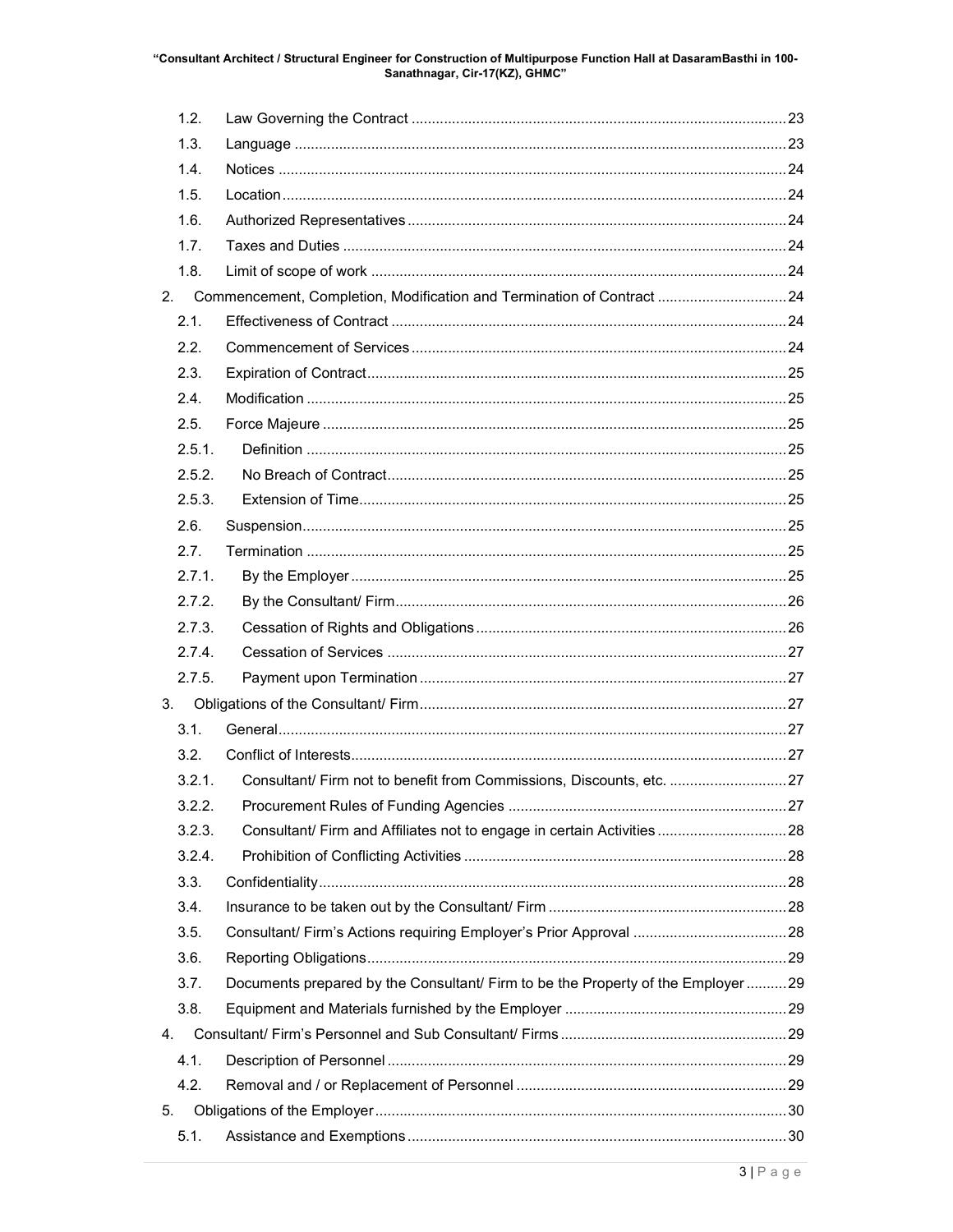| | | |
|---|---|---|
| 1.2. | Law Governing the Contract | 23 |
| 1.3. | Language | 23 |
| 1.4. | Notices | 24 |
| 1.5. | Location | 24 |
| 1.6. | Authorized Representatives | 24 |
| 1.7. | Taxes and Duties | 24 |
| 1.8. | Limit of scope of work | 24 |
| 2. | Commencement, Completion, Modification and Termination of Contract | 24 |
| 2.1. | Effectiveness of Contract | 24 |
| 2.2. | Commencement of Services | 24 |
| 2.3. | Expiration of Contract | 25 |
| 2.4. | Modification | 25 |
| 2.5. | Force Majeure | 25 |
| 2.5.1. | Definition | 25 |
| 2.5.2. | No Breach of Contract | 25 |
| 2.5.3. | Extension of Time | 25 |
| 2.6. | Suspension | 25 |
| 2.7. | Termination | 25 |
| 2.7.1. | By the Employer | 25 |
| 2.7.2. | By the Consultant/ Firm | 26 |
| 2.7.3. | Cessation of Rights and Obligations | 26 |
| 2.7.4. | Cessation of Services | 27 |
| 2.7.5. | Payment upon Termination | 27 |
| 3. | Obligations of the Consultant/ Firm | 27 |
| 3.1. | General | 27 |
| 3.2. | Conflict of Interests | 27 |
| 3.2.1. | Consultant/ Firm not to benefit from Commissions, Discounts, etc. | 27 |
| 3.2.2. | Procurement Rules of Funding Agencies | 27 |
| 3.2.3. | Consultant/ Firm and Affiliates not to engage in certain Activities | 28 |
| 3.2.4. | Prohibition of Conflicting Activities | 28 |
| 3.3. | Confidentiality | 28 |
| 3.4. | Insurance to be taken out by the Consultant/ Firm | 28 |
| 3.5. | Consultant/ Firm's Actions requiring Employer's Prior Approval | 28 |
| 3.6. | Reporting Obligations | 29 |
| 3.7. | Documents prepared by the Consultant/ Firm to be the Property of the Employer | 29 |
| 3.8. | Equipment and Materials furnished by the Employer | 29 |
| 4. | Consultant/ Firm's Personnel and Sub Consultant/ Firms | 29 |
| 4.1. | Description of Personnel | 29 |
| 4.2. | Removal and / or Replacement of Personnel | 29 |
| 5. | Obligations of the Employer | 30 |
| 5.1. | Assistance and Exemptions | 30 |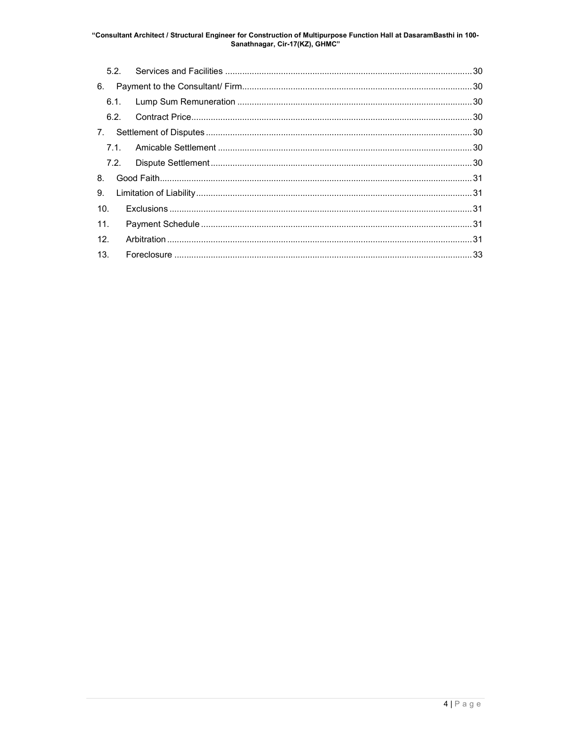5.2. Services and Facilities ..................................................................................................... 30

6. Payment to the Consultant/ Firm.............................................................................................. 30

6.1. Lump Sum Remuneration ................................................................................................ 30

6.2. Contract Price.................................................................................................................. 30

7. Settlement of Disputes ............................................................................................................. 30

7.1. Amicable Settlement ........................................................................................................ 30

7.2. Dispute Settlement ........................................................................................................... 30

8. Good Faith................................................................................................................................ 31

9. Limitation of Liability................................................................................................................. 31

10. Exclusions ............................................................................................................................ 31

11. Payment Schedule ............................................................................................................... 31

12. Arbitration ............................................................................................................................. 31

13. Foreclosure .......................................................................................................................... 33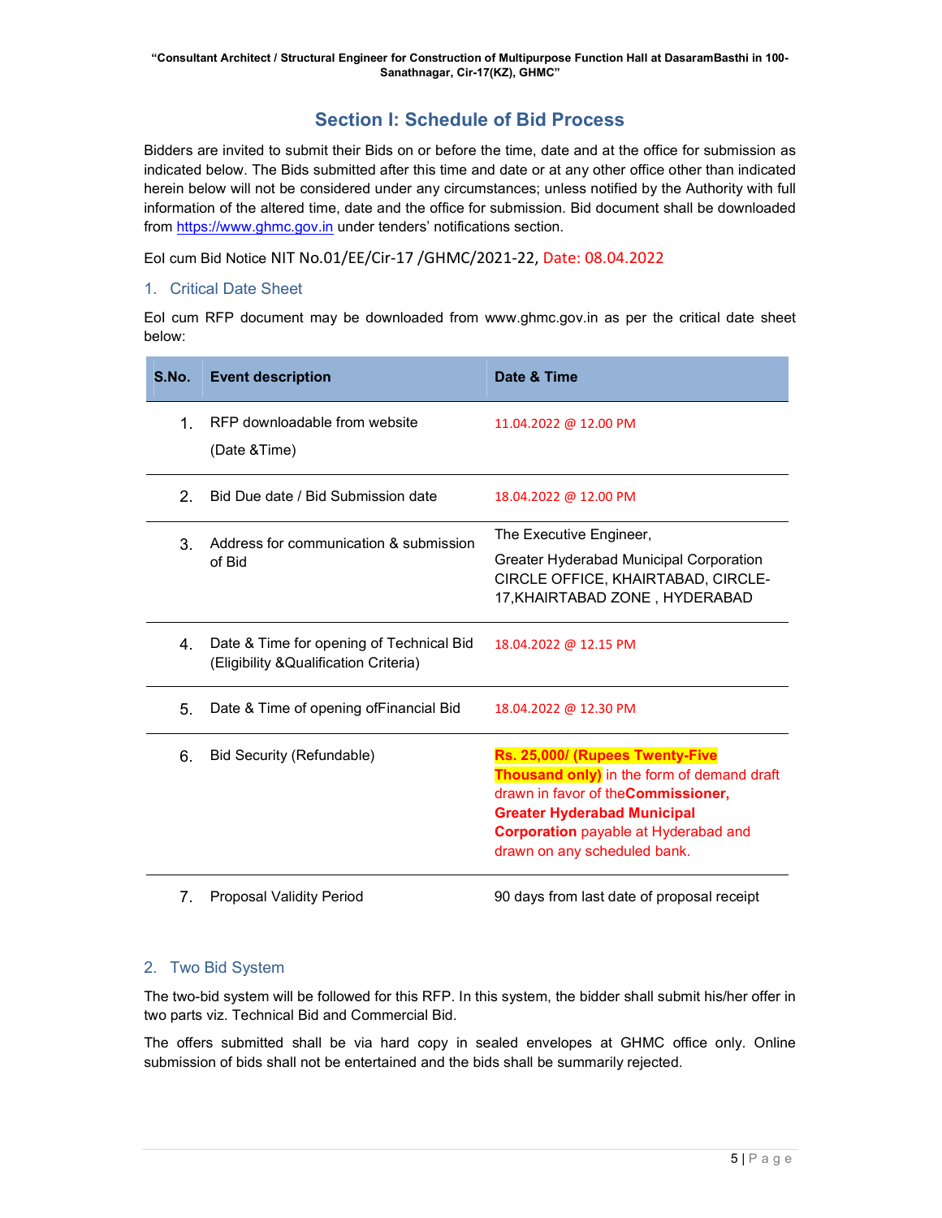# Section I: Schedule of Bid Process

Bidders are invited to submit their Bids on or before the time, date and at the office for submission as indicated below. The Bids submitted after this time and date or at any other office other than indicated herein below will not be considered under any circumstances; unless notified by the Authority with full information of the altered time, date and the office for submission. Bid document shall be downloaded from https://www.ghmc.gov.in under tenders' notifications section.

EoI cum Bid Notice NIT No.01/EE/Cir-17 /GHMC/2021-22, Date: 08.04.2022

## 1. Critical Date Sheet

EoI cum RFP document may be downloaded from www.ghmc.gov.in as per the critical date sheet below:

| S.No. | Event description | Date & Time |
|---|---|---|
| 1. | RFP downloadable from website (Date &Time) | 11.04.2022 @ 12.00 PM |
| 2. | Bid Due date / Bid Submission date | 18.04.2022 @ 12.00 PM |
| 3. | Address for communication & submission of Bid | The Executive Engineer, Greater Hyderabad Municipal Corporation CIRCLE OFFICE, KHAIRTABAD, CIRCLE-17,KHAIRTABAD ZONE , HYDERABAD |
| 4. | Date & Time for opening of Technical Bid (Eligibility &Qualification Criteria) | 18.04.2022 @ 12.15 PM |
| 5. | Date & Time of opening ofFinancial Bid | 18.04.2022 @ 12.30 PM |
| 6. | Bid Security (Refundable) | **Rs. 25,000/ (Rupees Twenty-Five Thousand only)** in the form of demand draft drawn in favor of the**Commissioner, Greater Hyderabad Municipal Corporation** payable at Hyderabad and drawn on any scheduled bank. |
| 7. | Proposal Validity Period | 90 days from last date of proposal receipt |

## 2. Two Bid System

The two-bid system will be followed for this RFP. In this system, the bidder shall submit his/her offer in two parts viz. Technical Bid and Commercial Bid.

The offers submitted shall be via hard copy in sealed envelopes at GHMC office only. Online submission of bids shall not be entertained and the bids shall be summarily rejected.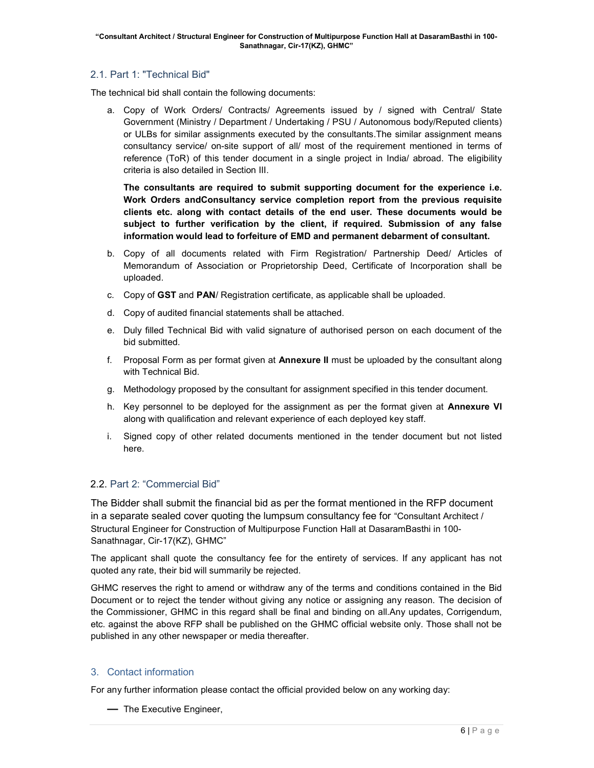## 2.1. Part 1: "Technical Bid"

The technical bid shall contain the following documents:

a. Copy of Work Orders/ Contracts/ Agreements issued by / signed with Central/ State Government (Ministry / Department / Undertaking / PSU / Autonomous body/Reputed clients) or ULBs for similar assignments executed by the consultants.The similar assignment means consultancy service/ on-site support of all/ most of the requirement mentioned in terms of reference (ToR) of this tender document in a single project in India/ abroad. The eligibility criteria is also detailed in Section III.

   **The consultants are required to submit supporting document for the experience i.e. Work Orders andConsultancy service completion report from the previous requisite clients etc. along with contact details of the end user. These documents would be subject to further verification by the client, if required. Submission of any false information would lead to forfeiture of EMD and permanent debarment of consultant.**

b. Copy of all documents related with Firm Registration/ Partnership Deed/ Articles of Memorandum of Association or Proprietorship Deed, Certificate of Incorporation shall be uploaded.

c. Copy of **GST** and **PAN**/ Registration certificate, as applicable shall be uploaded.

d. Copy of audited financial statements shall be attached.

e. Duly filled Technical Bid with valid signature of authorised person on each document of the bid submitted.

f. Proposal Form as per format given at **Annexure II** must be uploaded by the consultant along with Technical Bid.

g. Methodology proposed by the consultant for assignment specified in this tender document.

h. Key personnel to be deployed for the assignment as per the format given at **Annexure VI** along with qualification and relevant experience of each deployed key staff.

i. Signed copy of other related documents mentioned in the tender document but not listed here.

## 2.2. Part 2: "Commercial Bid"

The Bidder shall submit the financial bid as per the format mentioned in the RFP document in a separate sealed cover quoting the lumpsum consultancy fee for "Consultant Architect / Structural Engineer for Construction of Multipurpose Function Hall at DasaramBasthi in 100-Sanathnagar, Cir-17(KZ), GHMC"

The applicant shall quote the consultancy fee for the entirety of services. If any applicant has not quoted any rate, their bid will summarily be rejected.

GHMC reserves the right to amend or withdraw any of the terms and conditions contained in the Bid Document or to reject the tender without giving any notice or assigning any reason. The decision of the Commissioner, GHMC in this regard shall be final and binding on all.Any updates, Corrigendum, etc. against the above RFP shall be published on the GHMC official website only. Those shall not be published in any other newspaper or media thereafter.

## 3. Contact information

For any further information please contact the official provided below on any working day:

— The Executive Engineer,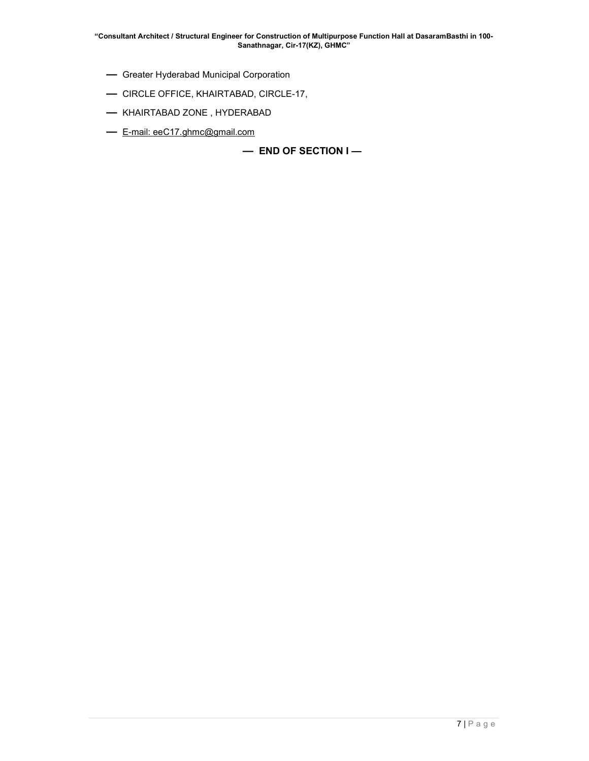— Greater Hyderabad Municipal Corporation

— CIRCLE OFFICE, KHAIRTABAD, CIRCLE-17,

— KHAIRTABAD ZONE , HYDERABAD

— E-mail: eeC17.ghmc@gmail.com

**— END OF SECTION I —**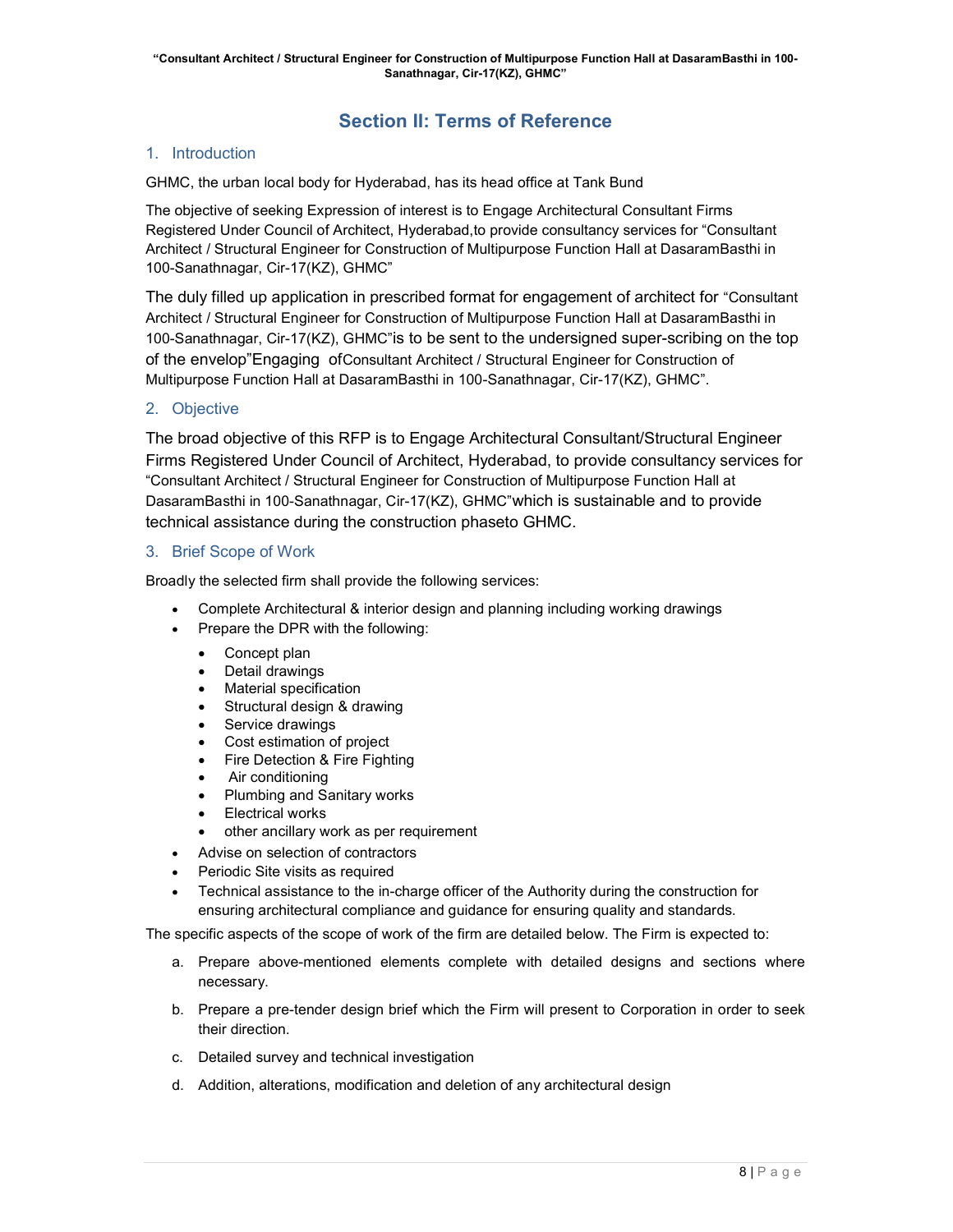# Section II: Terms of Reference

## 1. Introduction

GHMC, the urban local body for Hyderabad, has its head office at Tank Bund

The objective of seeking Expression of interest is to Engage Architectural Consultant Firms Registered Under Council of Architect, Hyderabad,to provide consultancy services for "Consultant Architect / Structural Engineer for Construction of Multipurpose Function Hall at DasaramBasthi in 100-Sanathnagar, Cir-17(KZ), GHMC"

The duly filled up application in prescribed format for engagement of architect for "Consultant Architect / Structural Engineer for Construction of Multipurpose Function Hall at DasaramBasthi in 100-Sanathnagar, Cir-17(KZ), GHMC"is to be sent to the undersigned super-scribing on the top of the envelop"Engaging ofConsultant Architect / Structural Engineer for Construction of Multipurpose Function Hall at DasaramBasthi in 100-Sanathnagar, Cir-17(KZ), GHMC".

## 2. Objective

The broad objective of this RFP is to Engage Architectural Consultant/Structural Engineer Firms Registered Under Council of Architect, Hyderabad, to provide consultancy services for "Consultant Architect / Structural Engineer for Construction of Multipurpose Function Hall at DasaramBasthi in 100-Sanathnagar, Cir-17(KZ), GHMC"which is sustainable and to provide technical assistance during the construction phaseto GHMC.

## 3. Brief Scope of Work

Broadly the selected firm shall provide the following services:

- Complete Architectural & interior design and planning including working drawings
- Prepare the DPR with the following:
  - Concept plan
  - Detail drawings
  - Material specification
  - Structural design & drawing
  - Service drawings
  - Cost estimation of project
  - Fire Detection & Fire Fighting
  - Air conditioning
  - Plumbing and Sanitary works
  - Electrical works
  - other ancillary work as per requirement
- Advise on selection of contractors
- Periodic Site visits as required
- Technical assistance to the in-charge officer of the Authority during the construction for ensuring architectural compliance and guidance for ensuring quality and standards.

The specific aspects of the scope of work of the firm are detailed below. The Firm is expected to:

a. Prepare above-mentioned elements complete with detailed designs and sections where necessary.

b. Prepare a pre-tender design brief which the Firm will present to Corporation in order to seek their direction.

c. Detailed survey and technical investigation

d. Addition, alterations, modification and deletion of any architectural design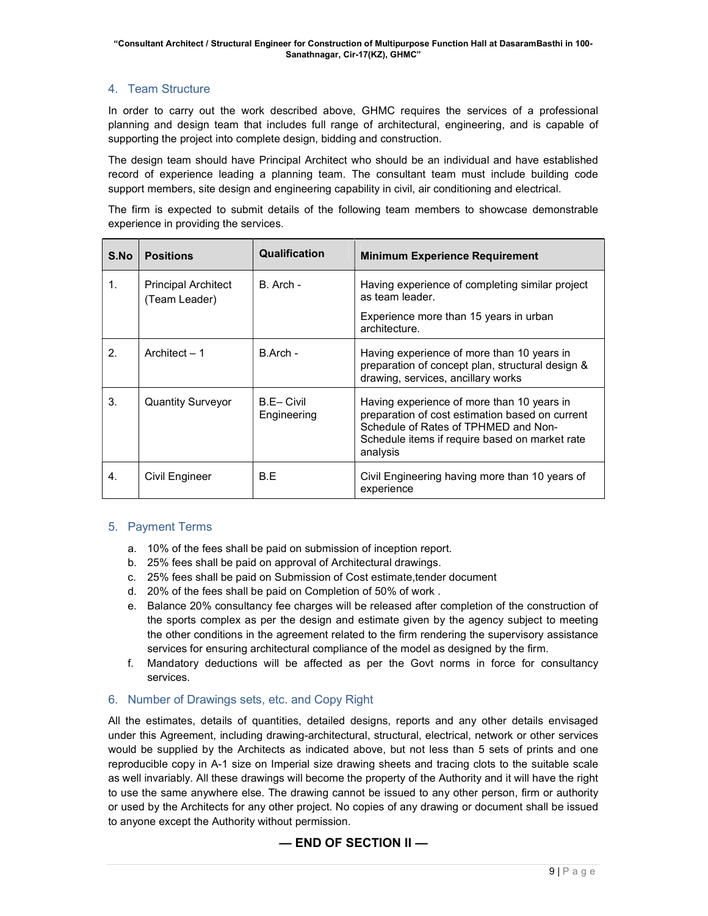## 4. Team Structure

In order to carry out the work described above, GHMC requires the services of a professional planning and design team that includes full range of architectural, engineering, and is capable of supporting the project into complete design, bidding and construction.

The design team should have Principal Architect who should be an individual and have established record of experience leading a planning team. The consultant team must include building code support members, site design and engineering capability in civil, air conditioning and electrical.

The firm is expected to submit details of the following team members to showcase demonstrable experience in providing the services.

| S.No | Positions | Qualification | Minimum Experience Requirement |
|---|---|---|---|
| 1. | Principal Architect (Team Leader) | B. Arch - | Having experience of completing similar project as team leader.<br>Experience more than 15 years in urban architecture. |
| 2. | Architect – 1 | B.Arch - | Having experience of more than 10 years in preparation of concept plan, structural design & drawing, services, ancillary works |
| 3. | Quantity Surveyor | B.E– Civil Engineering | Having experience of more than 10 years in preparation of cost estimation based on current Schedule of Rates of TPHMED and Non-Schedule items if require based on market rate analysis |
| 4. | Civil Engineer | B.E | Civil Engineering having more than 10 years of experience |

## 5. Payment Terms

a. 10% of the fees shall be paid on submission of inception report.
b. 25% fees shall be paid on approval of Architectural drawings.
c. 25% fees shall be paid on Submission of Cost estimate,tender document
d. 20% of the fees shall be paid on Completion of 50% of work .
e. Balance 20% consultancy fee charges will be released after completion of the construction of the sports complex as per the design and estimate given by the agency subject to meeting the other conditions in the agreement related to the firm rendering the supervisory assistance services for ensuring architectural compliance of the model as designed by the firm.
f. Mandatory deductions will be affected as per the Govt norms in force for consultancy services.

## 6. Number of Drawings sets, etc. and Copy Right

All the estimates, details of quantities, detailed designs, reports and any other details envisaged under this Agreement, including drawing-architectural, structural, electrical, network or other services would be supplied by the Architects as indicated above, but not less than 5 sets of prints and one reproducible copy in A-1 size on Imperial size drawing sheets and tracing clots to the suitable scale as well invariably. All these drawings will become the property of the Authority and it will have the right to use the same anywhere else. The drawing cannot be issued to any other person, firm or authority or used by the Architects for any other project. No copies of any drawing or document shall be issued to anyone except the Authority without permission.

**— END OF SECTION II —**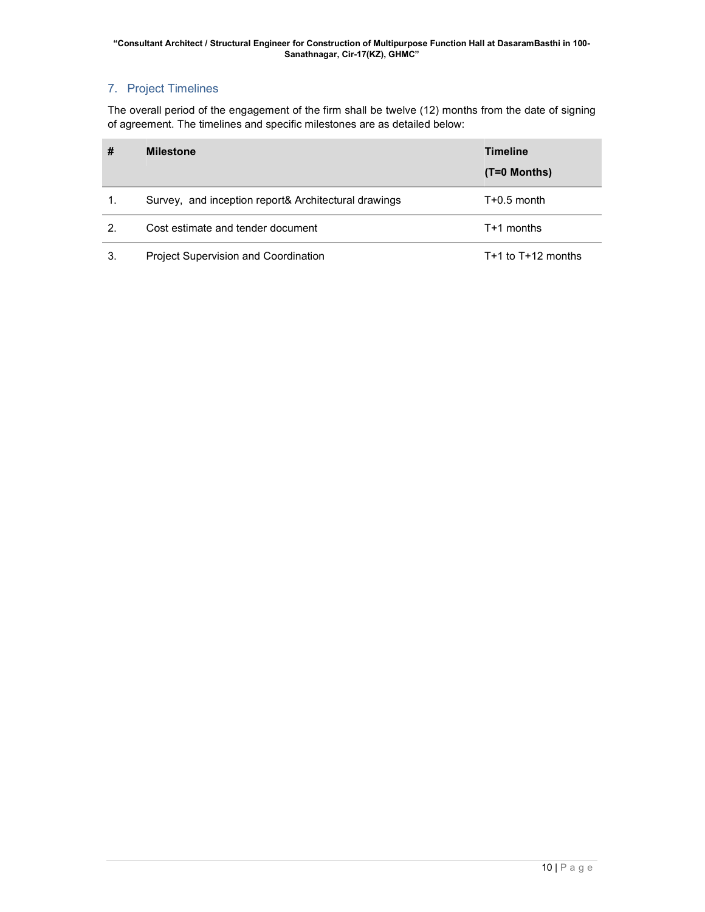## 7. Project Timelines

The overall period of the engagement of the firm shall be twelve (12) months from the date of signing of agreement. The timelines and specific milestones are as detailed below:

| # | Milestone | Timeline (T=0 Months) |
|---|---|---|
| 1. | Survey, and inception report& Architectural drawings | T+0.5 month |
| 2. | Cost estimate and tender document | T+1 months |
| 3. | Project Supervision and Coordination | T+1 to T+12 months |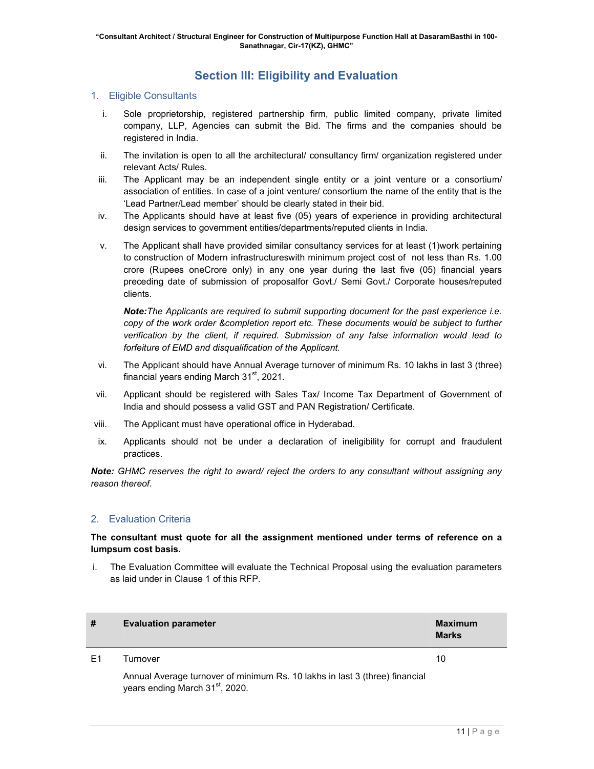# Section III: Eligibility and Evaluation

## 1. Eligible Consultants

i. Sole proprietorship, registered partnership firm, public limited company, private limited company, LLP, Agencies can submit the Bid. The firms and the companies should be registered in India.

ii. The invitation is open to all the architectural/ consultancy firm/ organization registered under relevant Acts/ Rules.

iii. The Applicant may be an independent single entity or a joint venture or a consortium/ association of entities. In case of a joint venture/ consortium the name of the entity that is the 'Lead Partner/Lead member' should be clearly stated in their bid.

iv. The Applicants should have at least five (05) years of experience in providing architectural design services to government entities/departments/reputed clients in India.

v. The Applicant shall have provided similar consultancy services for at least (1)work pertaining to construction of Modern infrastructureswith minimum project cost of not less than Rs. 1.00 crore (Rupees oneCrore only) in any one year during the last five (05) financial years preceding date of submission of proposalfor Govt./ Semi Govt./ Corporate houses/reputed clients.

   ***Note:****The Applicants are required to submit supporting document for the past experience i.e. copy of the work order &completion report etc. These documents would be subject to further verification by the client, if required. Submission of any false information would lead to forfeiture of EMD and disqualification of the Applicant.*

vi. The Applicant should have Annual Average turnover of minimum Rs. 10 lakhs in last 3 (three) financial years ending March 31st, 2021.

vii. Applicant should be registered with Sales Tax/ Income Tax Department of Government of India and should possess a valid GST and PAN Registration/ Certificate.

viii. The Applicant must have operational office in Hyderabad.

ix. Applicants should not be under a declaration of ineligibility for corrupt and fraudulent practices.

***Note:*** *GHMC reserves the right to award/ reject the orders to any consultant without assigning any reason thereof.*

## 2. Evaluation Criteria

**The consultant must quote for all the assignment mentioned under terms of reference on a lumpsum cost basis.**

i. The Evaluation Committee will evaluate the Technical Proposal using the evaluation parameters as laid under in Clause 1 of this RFP.

| # | Evaluation parameter | Maximum Marks |
|---|---|---|
| E1 | Turnover<br><br>Annual Average turnover of minimum Rs. 10 lakhs in last 3 (three) financial years ending March 31st, 2020. | 10 |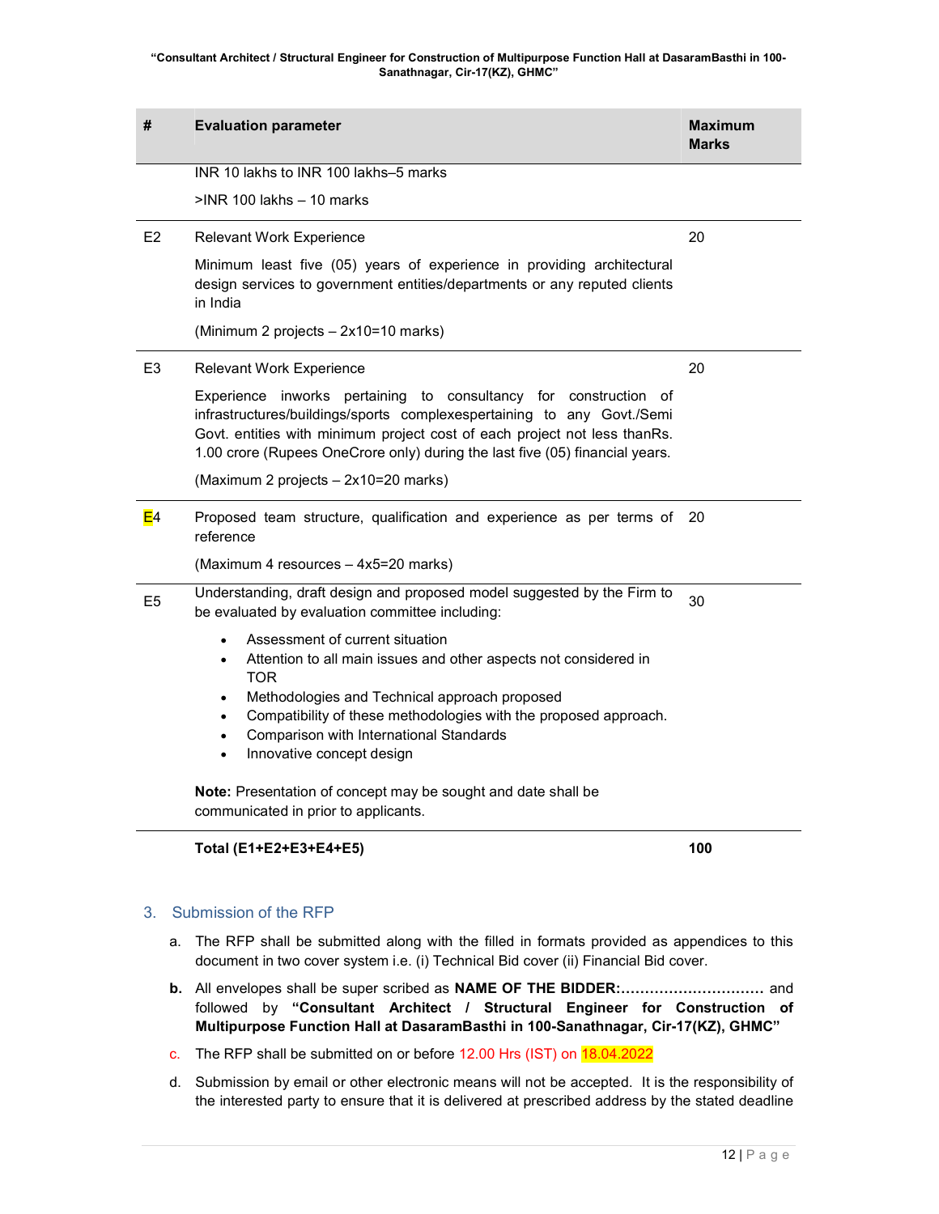| # | Evaluation parameter | Maximum Marks |
|---|---|---|
| | INR 10 lakhs to INR 100 lakhs–5 marks<br><br>>INR 100 lakhs – 10 marks | |
| E2 | Relevant Work Experience<br><br>Minimum least five (05) years of experience in providing architectural design services to government entities/departments or any reputed clients in India<br><br>(Minimum 2 projects – 2x10=10 marks) | 20 |
| E3 | Relevant Work Experience<br><br>Experience inworks pertaining to consultancy for construction of infrastructures/buildings/sports complexespertaining to any Govt./Semi Govt. entities with minimum project cost of each project not less thanRs. 1.00 crore (Rupees OneCrore only) during the last five (05) financial years.<br><br>(Maximum 2 projects – 2x10=20 marks) | 20 |
| E4 | Proposed team structure, qualification and experience as per terms of reference<br><br>(Maximum 4 resources – 4x5=20 marks) | 20 |
| E5 | Understanding, draft design and proposed model suggested by the Firm to be evaluated by evaluation committee including:<br><br>• Assessment of current situation<br>• Attention to all main issues and other aspects not considered in TOR<br>• Methodologies and Technical approach proposed<br>• Compatibility of these methodologies with the proposed approach.<br>• Comparison with International Standards<br>• Innovative concept design<br><br>**Note:** Presentation of concept may be sought and date shall be communicated in prior to applicants. | 30 |
| | **Total (E1+E2+E3+E4+E5)** | **100** |

## 3. Submission of the RFP

a. The RFP shall be submitted along with the filled in formats provided as appendices to this document in two cover system i.e. (i) Technical Bid cover (ii) Financial Bid cover.

**b.** All envelopes shall be super scribed as **NAME OF THE BIDDER:…………………………** and followed by **"Consultant Architect / Structural Engineer for Construction of Multipurpose Function Hall at DasaramBasthi in 100-Sanathnagar, Cir-17(KZ), GHMC"**

c. The RFP shall be submitted on or before 12.00 Hrs (IST) on 18.04.2022

d. Submission by email or other electronic means will not be accepted. It is the responsibility of the interested party to ensure that it is delivered at prescribed address by the stated deadline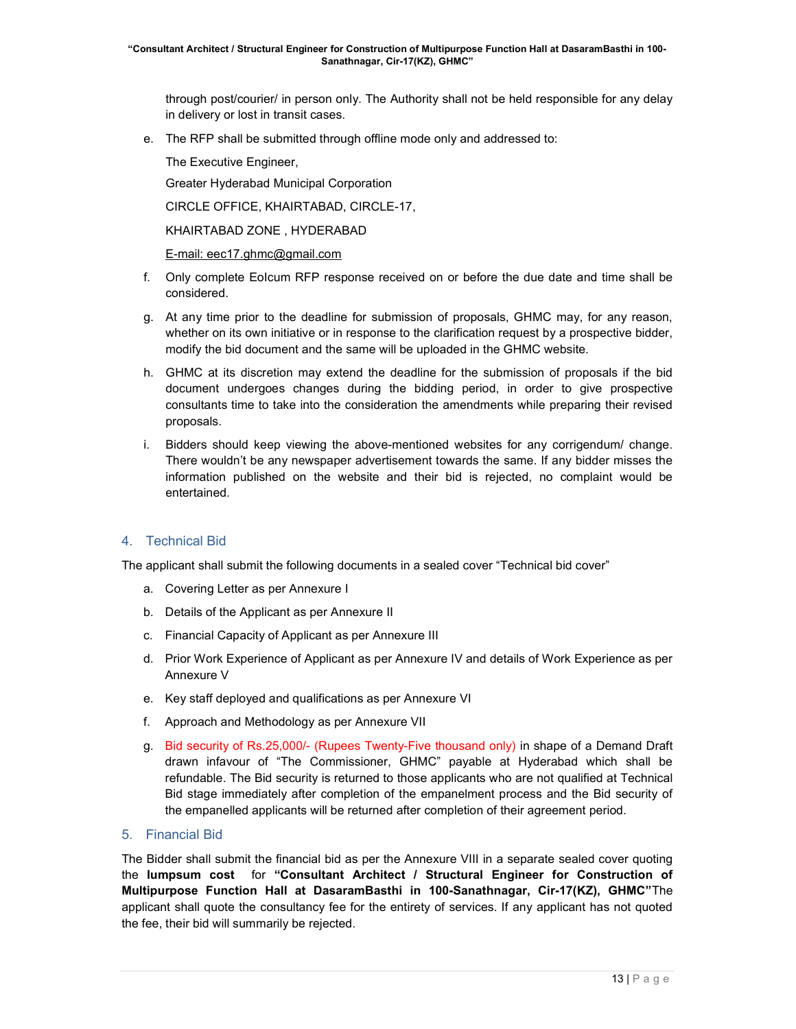through post/courier/ in person only. The Authority shall not be held responsible for any delay in delivery or lost in transit cases.

e. The RFP shall be submitted through offline mode only and addressed to:

   The Executive Engineer,

   Greater Hyderabad Municipal Corporation

   CIRCLE OFFICE, KHAIRTABAD, CIRCLE-17,

   KHAIRTABAD ZONE , HYDERABAD

   E-mail: eec17.ghmc@gmail.com

f. Only complete EoIcum RFP response received on or before the due date and time shall be considered.

g. At any time prior to the deadline for submission of proposals, GHMC may, for any reason, whether on its own initiative or in response to the clarification request by a prospective bidder, modify the bid document and the same will be uploaded in the GHMC website.

h. GHMC at its discretion may extend the deadline for the submission of proposals if the bid document undergoes changes during the bidding period, in order to give prospective consultants time to take into the consideration the amendments while preparing their revised proposals.

i. Bidders should keep viewing the above-mentioned websites for any corrigendum/ change. There wouldn't be any newspaper advertisement towards the same. If any bidder misses the information published on the website and their bid is rejected, no complaint would be entertained.

## 4. Technical Bid

The applicant shall submit the following documents in a sealed cover "Technical bid cover"

a. Covering Letter as per Annexure I

b. Details of the Applicant as per Annexure II

c. Financial Capacity of Applicant as per Annexure III

d. Prior Work Experience of Applicant as per Annexure IV and details of Work Experience as per Annexure V

e. Key staff deployed and qualifications as per Annexure VI

f. Approach and Methodology as per Annexure VII

g. Bid security of Rs.25,000/- (Rupees Twenty-Five thousand only) in shape of a Demand Draft drawn infavour of "The Commissioner, GHMC" payable at Hyderabad which shall be refundable. The Bid security is returned to those applicants who are not qualified at Technical Bid stage immediately after completion of the empanelment process and the Bid security of the empanelled applicants will be returned after completion of their agreement period.

## 5. Financial Bid

The Bidder shall submit the financial bid as per the Annexure VIII in a separate sealed cover quoting the **lumpsum cost** for **"Consultant Architect / Structural Engineer for Construction of Multipurpose Function Hall at DasaramBasthi in 100-Sanathnagar, Cir-17(KZ), GHMC"**The applicant shall quote the consultancy fee for the entirety of services. If any applicant has not quoted the fee, their bid will summarily be rejected.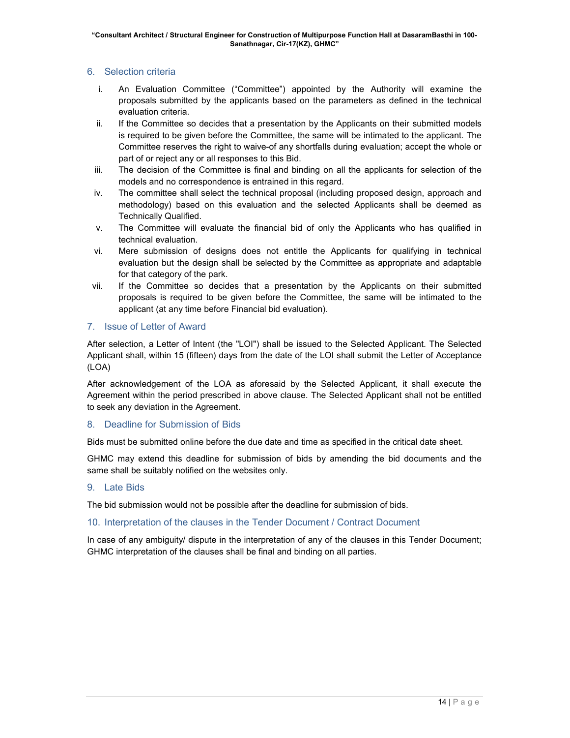## 6. Selection criteria

i. An Evaluation Committee ("Committee") appointed by the Authority will examine the proposals submitted by the applicants based on the parameters as defined in the technical evaluation criteria.

ii. If the Committee so decides that a presentation by the Applicants on their submitted models is required to be given before the Committee, the same will be intimated to the applicant. The Committee reserves the right to waive-of any shortfalls during evaluation; accept the whole or part of or reject any or all responses to this Bid.

iii. The decision of the Committee is final and binding on all the applicants for selection of the models and no correspondence is entrained in this regard.

iv. The committee shall select the technical proposal (including proposed design, approach and methodology) based on this evaluation and the selected Applicants shall be deemed as Technically Qualified.

v. The Committee will evaluate the financial bid of only the Applicants who has qualified in technical evaluation.

vi. Mere submission of designs does not entitle the Applicants for qualifying in technical evaluation but the design shall be selected by the Committee as appropriate and adaptable for that category of the park.

vii. If the Committee so decides that a presentation by the Applicants on their submitted proposals is required to be given before the Committee, the same will be intimated to the applicant (at any time before Financial bid evaluation).

## 7. Issue of Letter of Award

After selection, a Letter of Intent (the "LOI") shall be issued to the Selected Applicant. The Selected Applicant shall, within 15 (fifteen) days from the date of the LOI shall submit the Letter of Acceptance (LOA)

After acknowledgement of the LOA as aforesaid by the Selected Applicant, it shall execute the Agreement within the period prescribed in above clause. The Selected Applicant shall not be entitled to seek any deviation in the Agreement.

## 8. Deadline for Submission of Bids

Bids must be submitted online before the due date and time as specified in the critical date sheet.

GHMC may extend this deadline for submission of bids by amending the bid documents and the same shall be suitably notified on the websites only.

## 9. Late Bids

The bid submission would not be possible after the deadline for submission of bids.

## 10. Interpretation of the clauses in the Tender Document / Contract Document

In case of any ambiguity/ dispute in the interpretation of any of the clauses in this Tender Document; GHMC interpretation of the clauses shall be final and binding on all parties.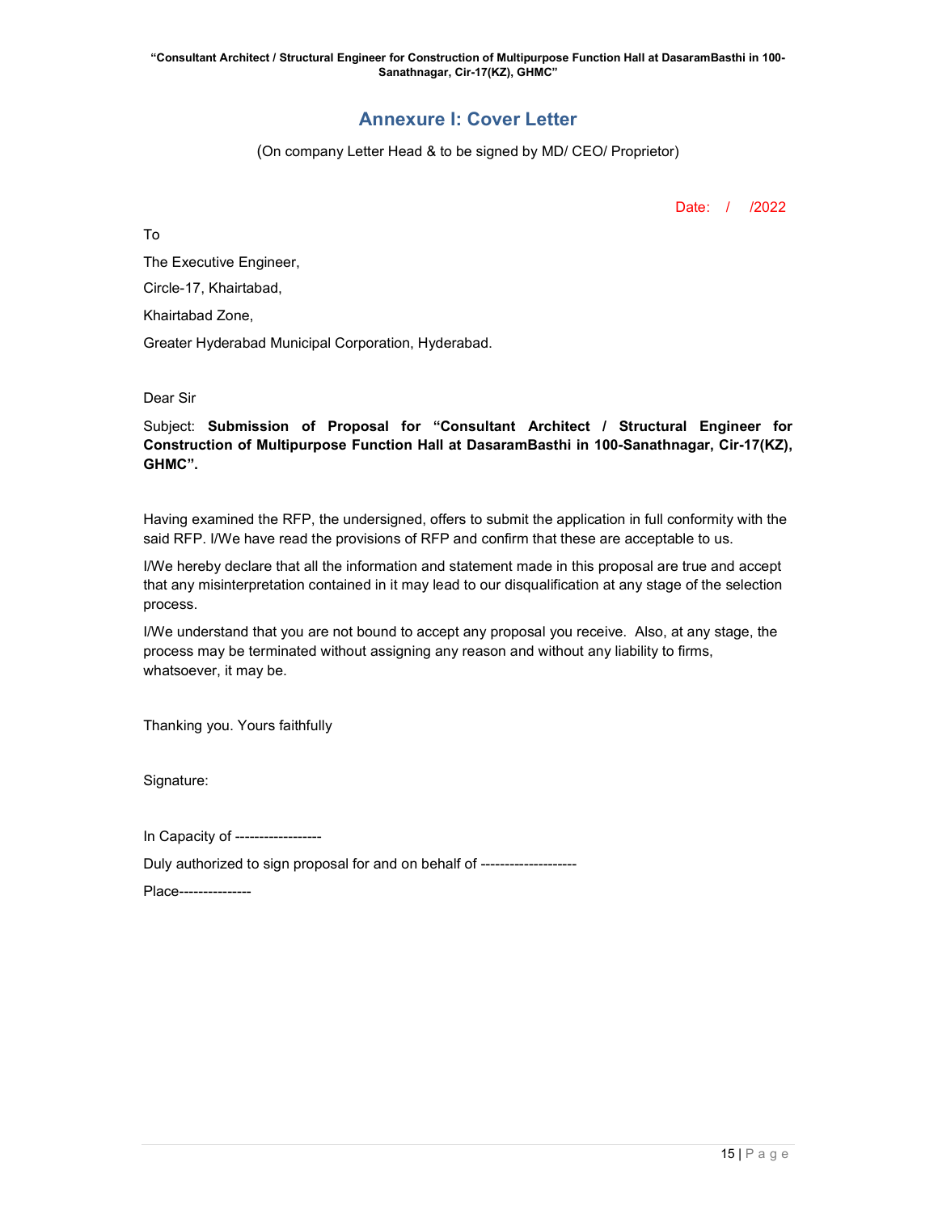## Annexure I: Cover Letter

(On company Letter Head & to be signed by MD/ CEO/ Proprietor)

Date: / /2022

To

The Executive Engineer,

Circle-17, Khairtabad,

Khairtabad Zone,

Greater Hyderabad Municipal Corporation, Hyderabad.

Dear Sir

Subject: **Submission of Proposal for "Consultant Architect / Structural Engineer for Construction of Multipurpose Function Hall at DasaramBasthi in 100-Sanathnagar, Cir-17(KZ), GHMC".**

Having examined the RFP, the undersigned, offers to submit the application in full conformity with the said RFP. I/We have read the provisions of RFP and confirm that these are acceptable to us.

I/We hereby declare that all the information and statement made in this proposal are true and accept that any misinterpretation contained in it may lead to our disqualification at any stage of the selection process.

I/We understand that you are not bound to accept any proposal you receive. Also, at any stage, the process may be terminated without assigning any reason and without any liability to firms, whatsoever, it may be.

Thanking you. Yours faithfully

Signature:

In Capacity of ------------------

Duly authorized to sign proposal for and on behalf of --------------------

Place---------------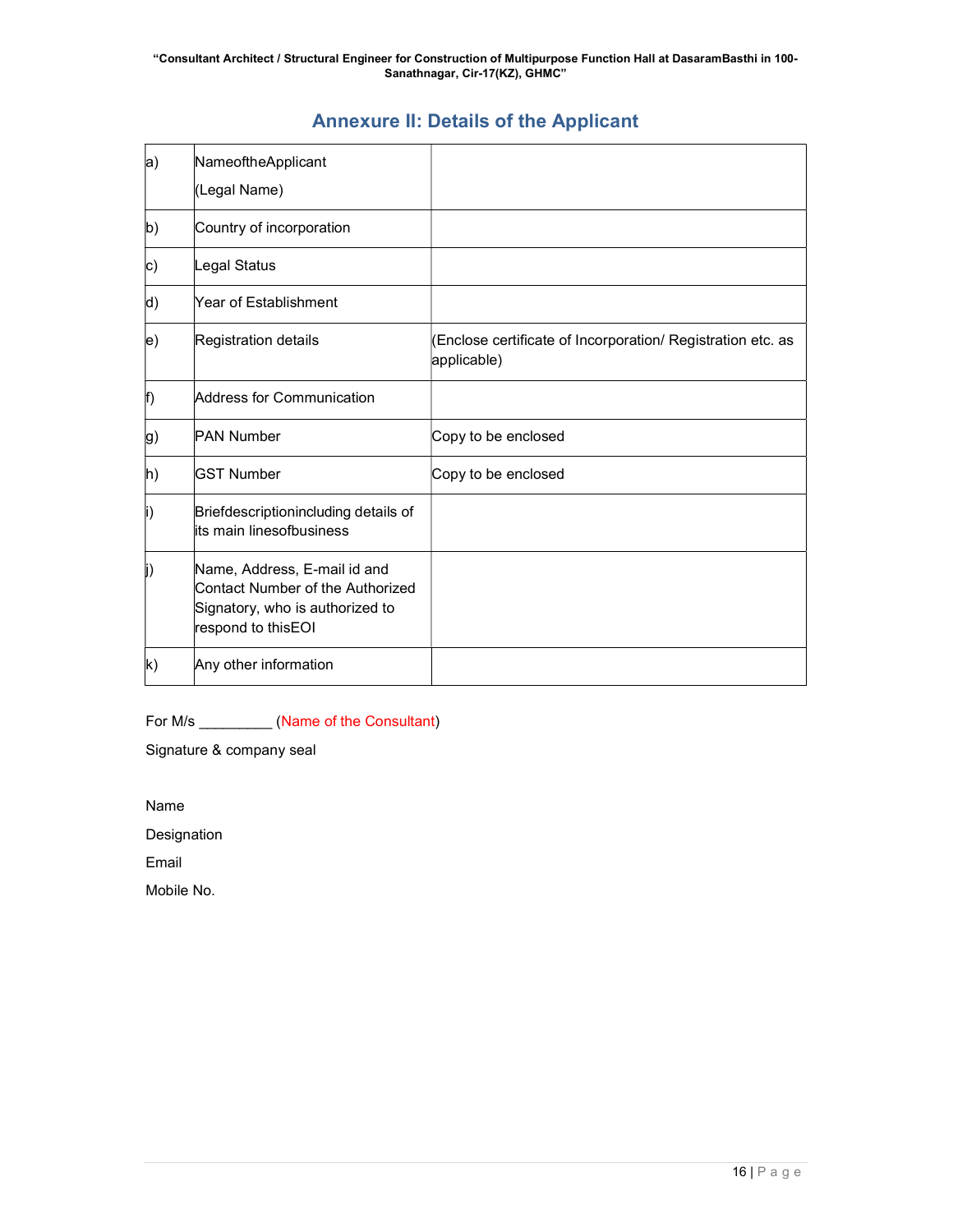## Annexure II: Details of the Applicant

| | | |
|---|---|---|
| a) | NameoftheApplicant<br>(Legal Name) | |
| b) | Country of incorporation | |
| c) | Legal Status | |
| d) | Year of Establishment | |
| e) | Registration details | (Enclose certificate of Incorporation/ Registration etc. as applicable) |
| f) | Address for Communication | |
| g) | PAN Number | Copy to be enclosed |
| h) | GST Number | Copy to be enclosed |
| i) | Briefdescriptionincluding details of its main linesofbusiness | |
| j) | Name, Address, E-mail id and Contact Number of the Authorized Signatory, who is authorized to respond to thisEOI | |
| k) | Any other information | |

For M/s _________ (Name of the Consultant)

Signature & company seal

Name

Designation

Email

Mobile No.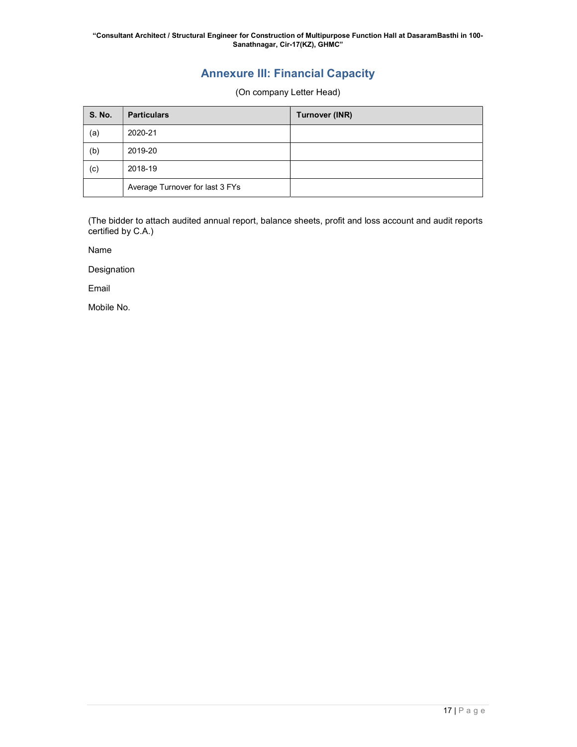# Annexure III: Financial Capacity

(On company Letter Head)

| S. No. | Particulars | Turnover (INR) |
|---|---|---|
| (a) | 2020-21 | |
| (b) | 2019-20 | |
| (c) | 2018-19 | |
| | Average Turnover for last 3 FYs | |

(The bidder to attach audited annual report, balance sheets, profit and loss account and audit reports certified by C.A.)

Name

Designation

Email

Mobile No.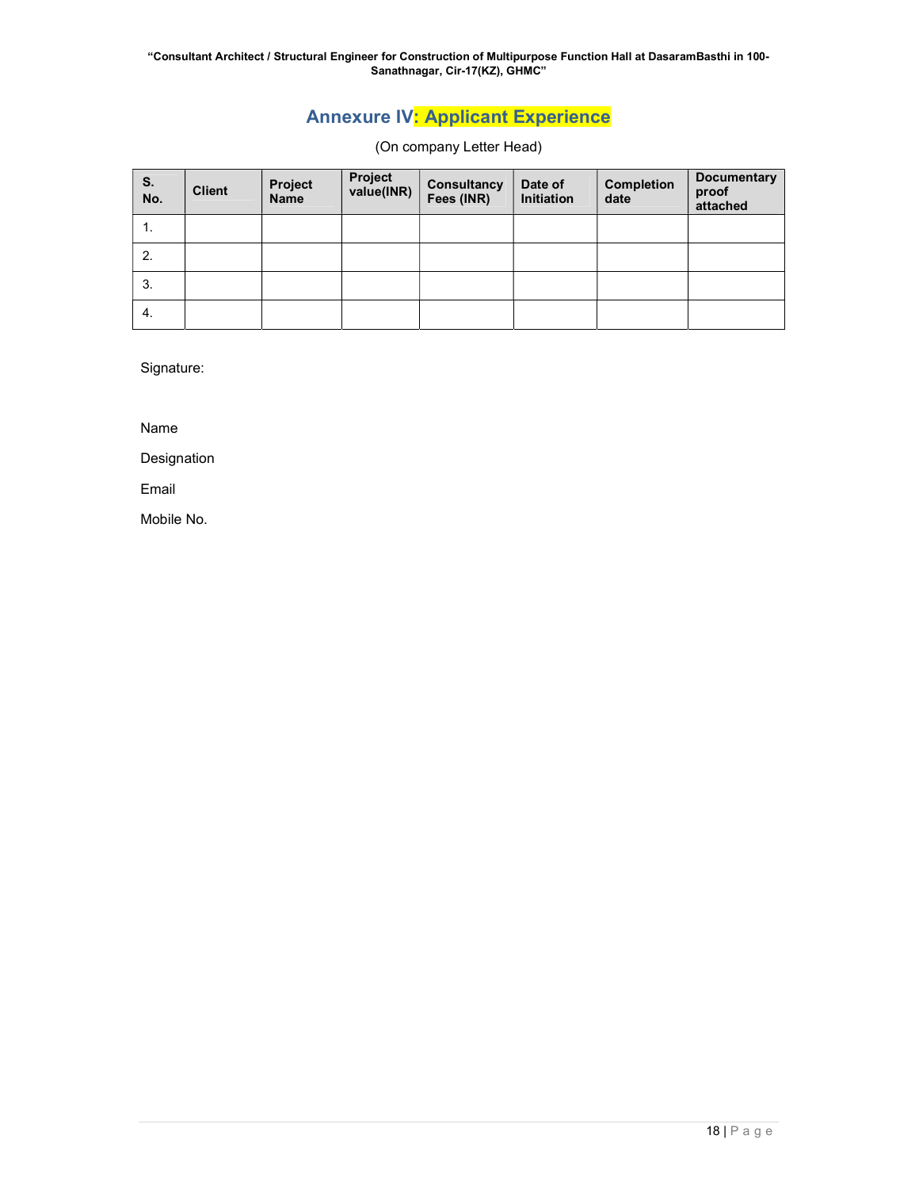## Annexure IV: Applicant Experience

(On company Letter Head)

| S. No. | Client | Project Name | Project value(INR) | Consultancy Fees (INR) | Date of Initiation | Completion date | Documentary proof attached |
|---|---|---|---|---|---|---|---|
| 1. | | | | | | | |
| 2. | | | | | | | |
| 3. | | | | | | | |
| 4. | | | | | | | |

Signature:

Name

Designation

Email

Mobile No.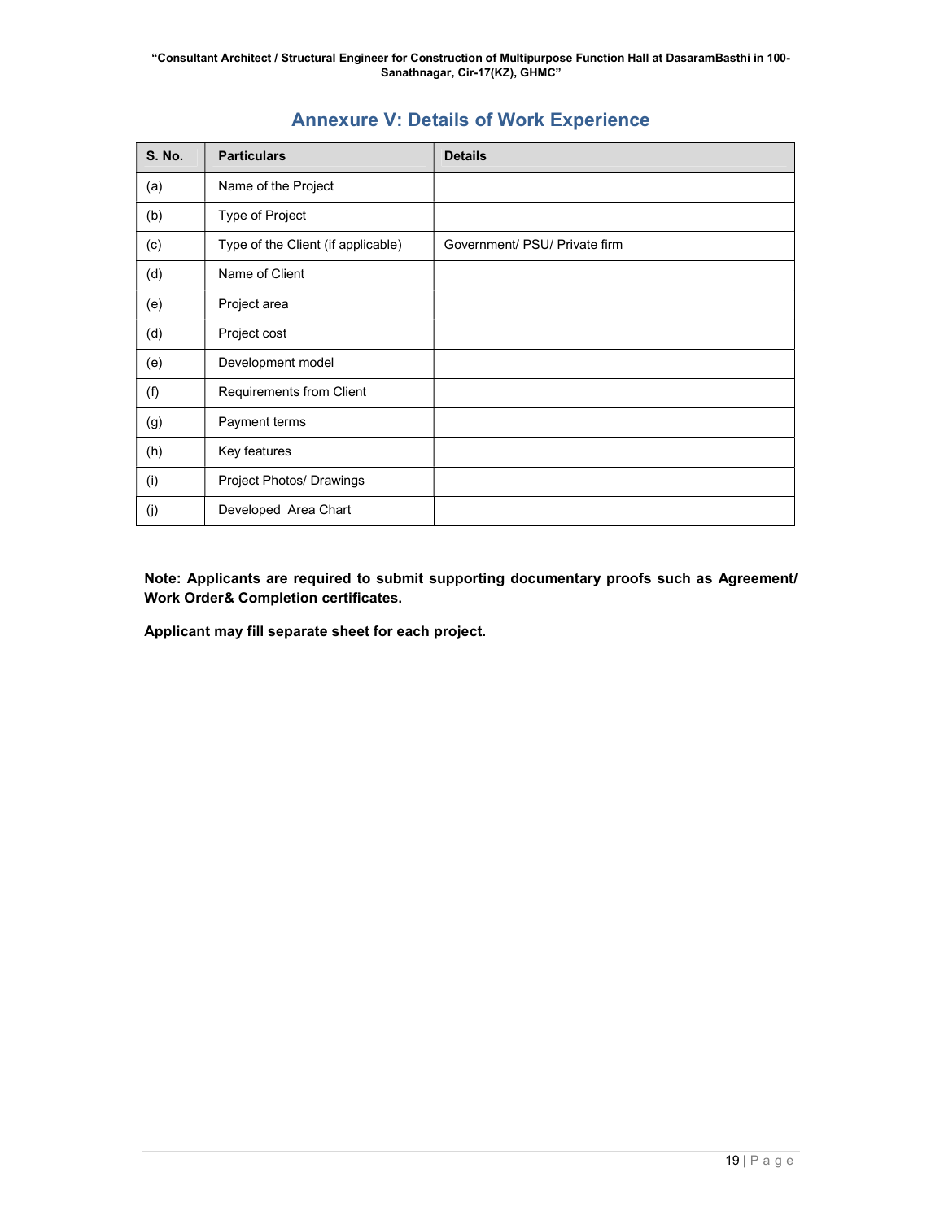## Annexure V: Details of Work Experience

| S. No. | Particulars | Details |
|---|---|---|
| (a) | Name of the Project | |
| (b) | Type of Project | |
| (c) | Type of the Client (if applicable) | Government/ PSU/ Private firm |
| (d) | Name of Client | |
| (e) | Project area | |
| (d) | Project cost | |
| (e) | Development model | |
| (f) | Requirements from Client | |
| (g) | Payment terms | |
| (h) | Key features | |
| (i) | Project Photos/ Drawings | |
| (j) | Developed Area Chart | |

**Note: Applicants are required to submit supporting documentary proofs such as Agreement/ Work Order& Completion certificates.**

**Applicant may fill separate sheet for each project.**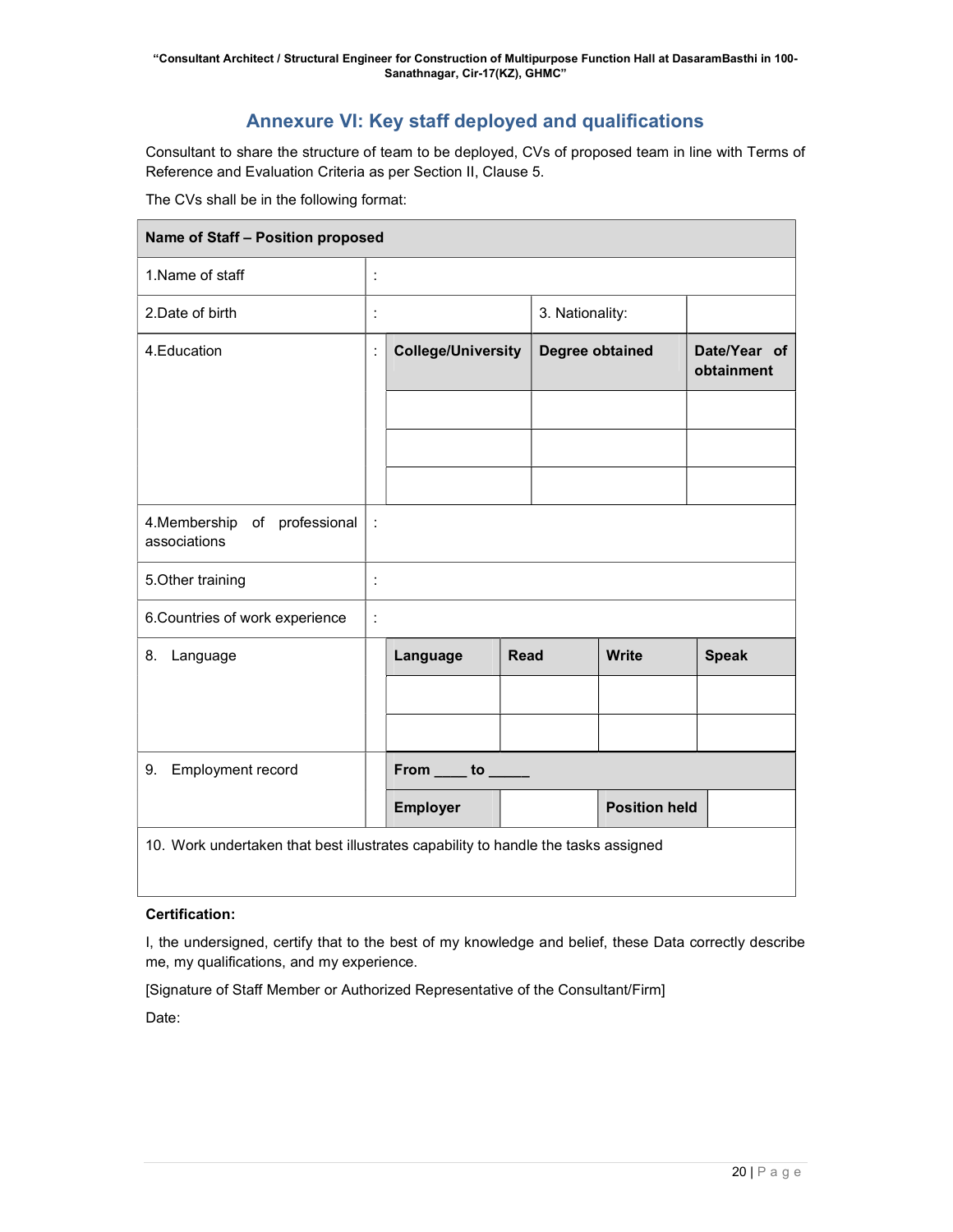## Annexure VI: Key staff deployed and qualifications

Consultant to share the structure of team to be deployed, CVs of proposed team in line with Terms of Reference and Evaluation Criteria as per Section II, Clause 5.

The CVs shall be in the following format:

| **Name of Staff – Position proposed** | | | | | |
|---|---|---|---|---|---|
| 1.Name of staff | : | | | | |
| 2.Date of birth | : | | 3. Nationality: | | |
| 4.Education | : | **College/University** | **Degree obtained** | **Date/Year of obtainment** | |
| | | | | | |
| | | | | | |
| | | | | | |
| 4.Membership of professional associations | : | | | | |
| 5.Other training | : | | | | |
| 6.Countries of work experience | : | | | | |
| 8. Language | | **Language** | **Read** | **Write** | **Speak** |
| | | | | | |
| | | | | | |
| 9. Employment record | | **From ____ to _____** | | | |
| | | **Employer** | | **Position held** | |
| 10. Work undertaken that best illustrates capability to handle the tasks assigned | | | | | |

**Certification:**

I, the undersigned, certify that to the best of my knowledge and belief, these Data correctly describe me, my qualifications, and my experience.

[Signature of Staff Member or Authorized Representative of the Consultant/Firm]

Date: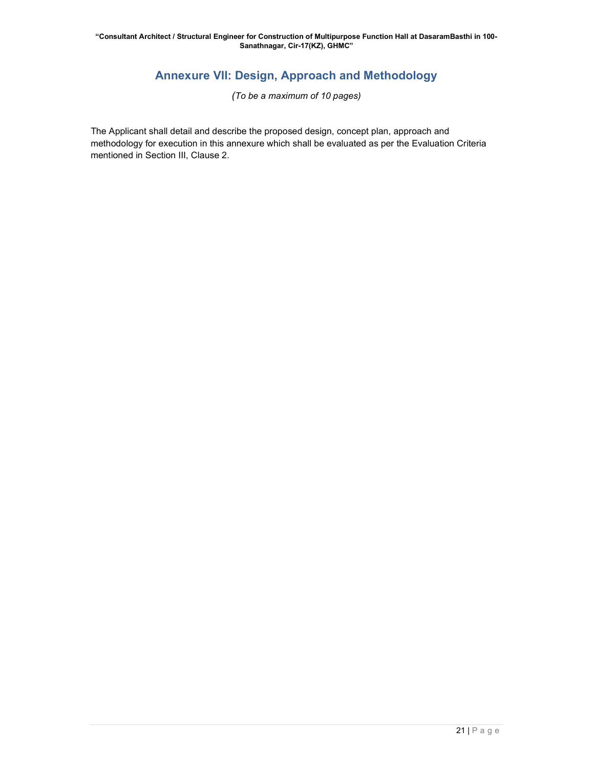# Annexure VII: Design, Approach and Methodology

*(To be a maximum of 10 pages)*

The Applicant shall detail and describe the proposed design, concept plan, approach and methodology for execution in this annexure which shall be evaluated as per the Evaluation Criteria mentioned in Section III, Clause 2.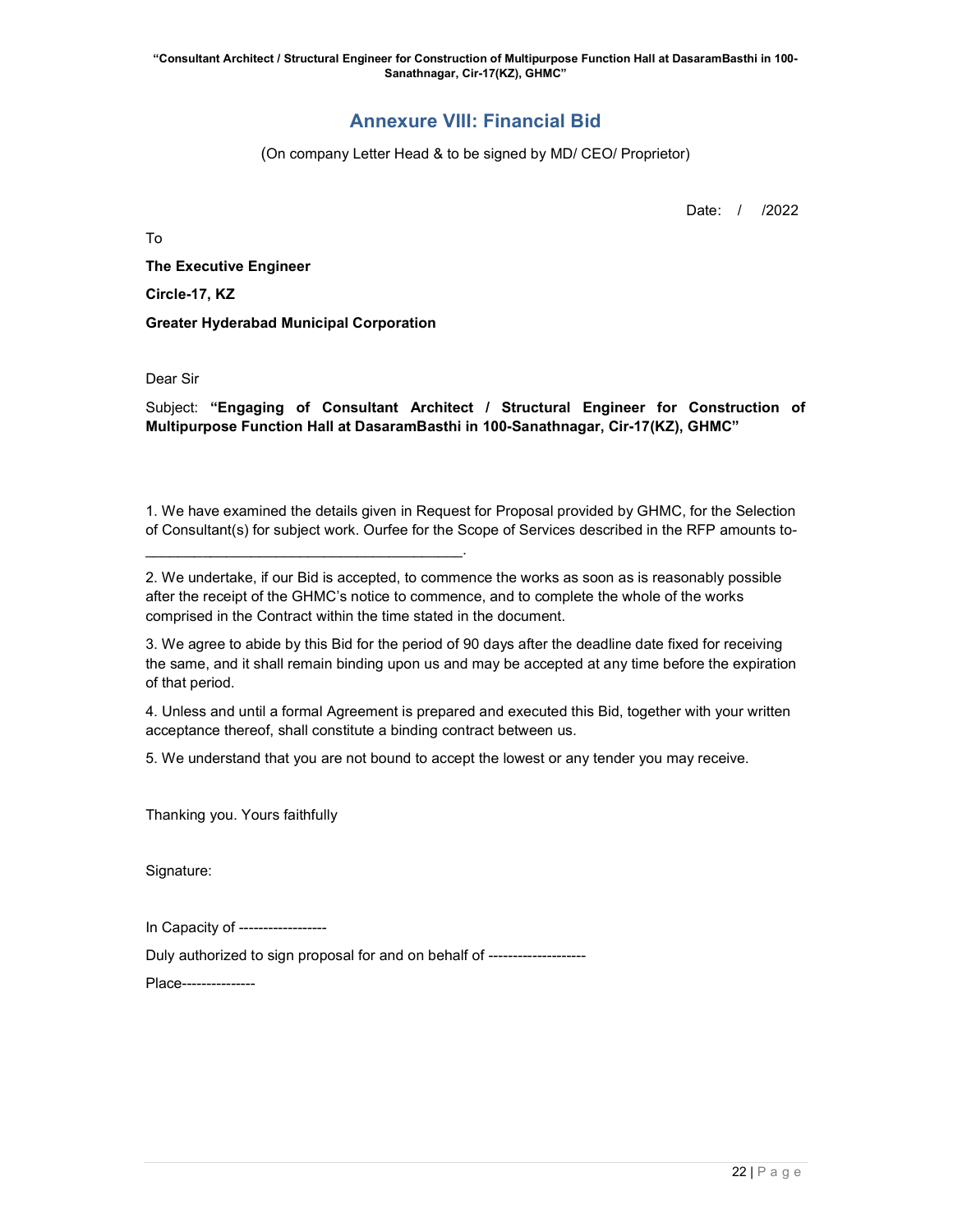# Annexure VIII: Financial Bid

(On company Letter Head & to be signed by MD/ CEO/ Proprietor)

Date: / /2022

To

**The Executive Engineer**

**Circle-17, KZ**

**Greater Hyderabad Municipal Corporation**

Dear Sir

Subject: **"Engaging of Consultant Architect / Structural Engineer for Construction of Multipurpose Function Hall at DasaramBasthi in 100-Sanathnagar, Cir-17(KZ), GHMC"**

1. We have examined the details given in Request for Proposal provided by GHMC, for the Selection of Consultant(s) for subject work. Ourfee for the Scope of Services described in the RFP amounts to-_______________________________________.

2. We undertake, if our Bid is accepted, to commence the works as soon as is reasonably possible after the receipt of the GHMC's notice to commence, and to complete the whole of the works comprised in the Contract within the time stated in the document.

3. We agree to abide by this Bid for the period of 90 days after the deadline date fixed for receiving the same, and it shall remain binding upon us and may be accepted at any time before the expiration of that period.

4. Unless and until a formal Agreement is prepared and executed this Bid, together with your written acceptance thereof, shall constitute a binding contract between us.

5. We understand that you are not bound to accept the lowest or any tender you may receive.

Thanking you. Yours faithfully

Signature:

In Capacity of ------------------

Duly authorized to sign proposal for and on behalf of --------------------

Place---------------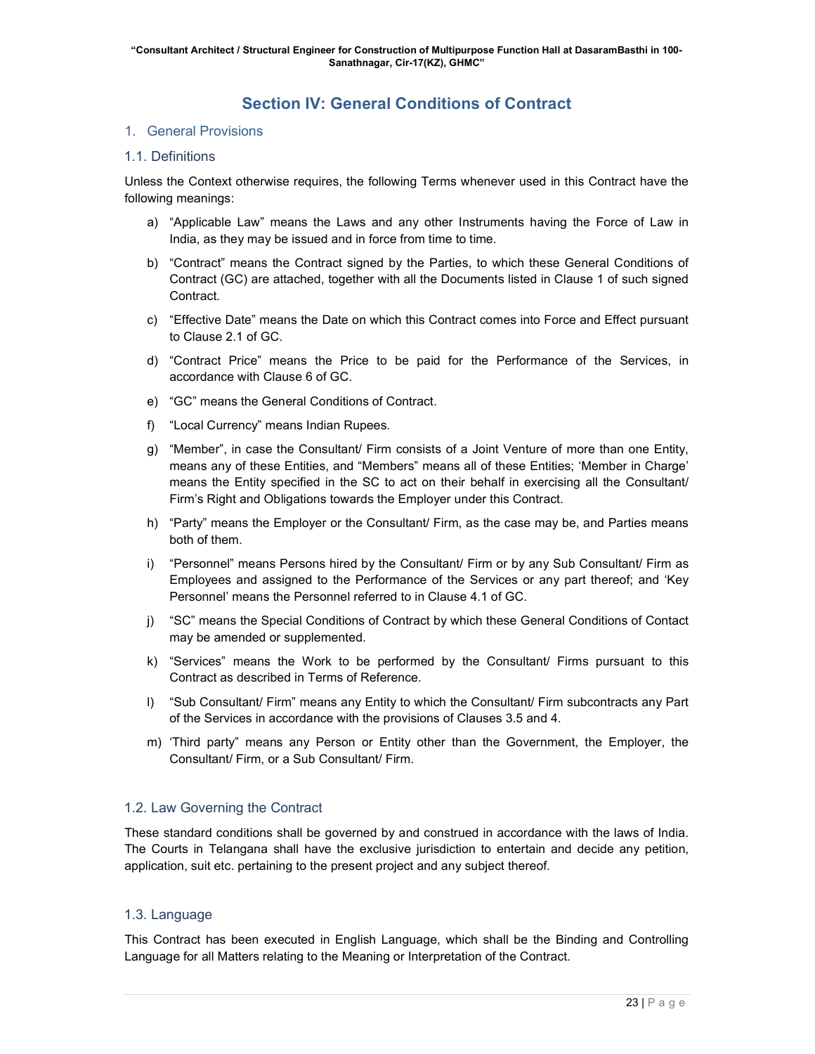# Section IV: General Conditions of Contract

## 1. General Provisions

### 1.1. Definitions

Unless the Context otherwise requires, the following Terms whenever used in this Contract have the following meanings:

a) "Applicable Law" means the Laws and any other Instruments having the Force of Law in India, as they may be issued and in force from time to time.

b) "Contract" means the Contract signed by the Parties, to which these General Conditions of Contract (GC) are attached, together with all the Documents listed in Clause 1 of such signed Contract.

c) "Effective Date" means the Date on which this Contract comes into Force and Effect pursuant to Clause 2.1 of GC.

d) "Contract Price" means the Price to be paid for the Performance of the Services, in accordance with Clause 6 of GC.

e) "GC" means the General Conditions of Contract.

f) "Local Currency" means Indian Rupees.

g) "Member", in case the Consultant/ Firm consists of a Joint Venture of more than one Entity, means any of these Entities, and "Members" means all of these Entities; 'Member in Charge' means the Entity specified in the SC to act on their behalf in exercising all the Consultant/ Firm's Right and Obligations towards the Employer under this Contract.

h) "Party" means the Employer or the Consultant/ Firm, as the case may be, and Parties means both of them.

i) "Personnel" means Persons hired by the Consultant/ Firm or by any Sub Consultant/ Firm as Employees and assigned to the Performance of the Services or any part thereof; and 'Key Personnel' means the Personnel referred to in Clause 4.1 of GC.

j) "SC" means the Special Conditions of Contract by which these General Conditions of Contact may be amended or supplemented.

k) "Services" means the Work to be performed by the Consultant/ Firms pursuant to this Contract as described in Terms of Reference.

l) "Sub Consultant/ Firm" means any Entity to which the Consultant/ Firm subcontracts any Part of the Services in accordance with the provisions of Clauses 3.5 and 4.

m) 'Third party" means any Person or Entity other than the Government, the Employer, the Consultant/ Firm, or a Sub Consultant/ Firm.

### 1.2. Law Governing the Contract

These standard conditions shall be governed by and construed in accordance with the laws of India. The Courts in Telangana shall have the exclusive jurisdiction to entertain and decide any petition, application, suit etc. pertaining to the present project and any subject thereof.

### 1.3. Language

This Contract has been executed in English Language, which shall be the Binding and Controlling Language for all Matters relating to the Meaning or Interpretation of the Contract.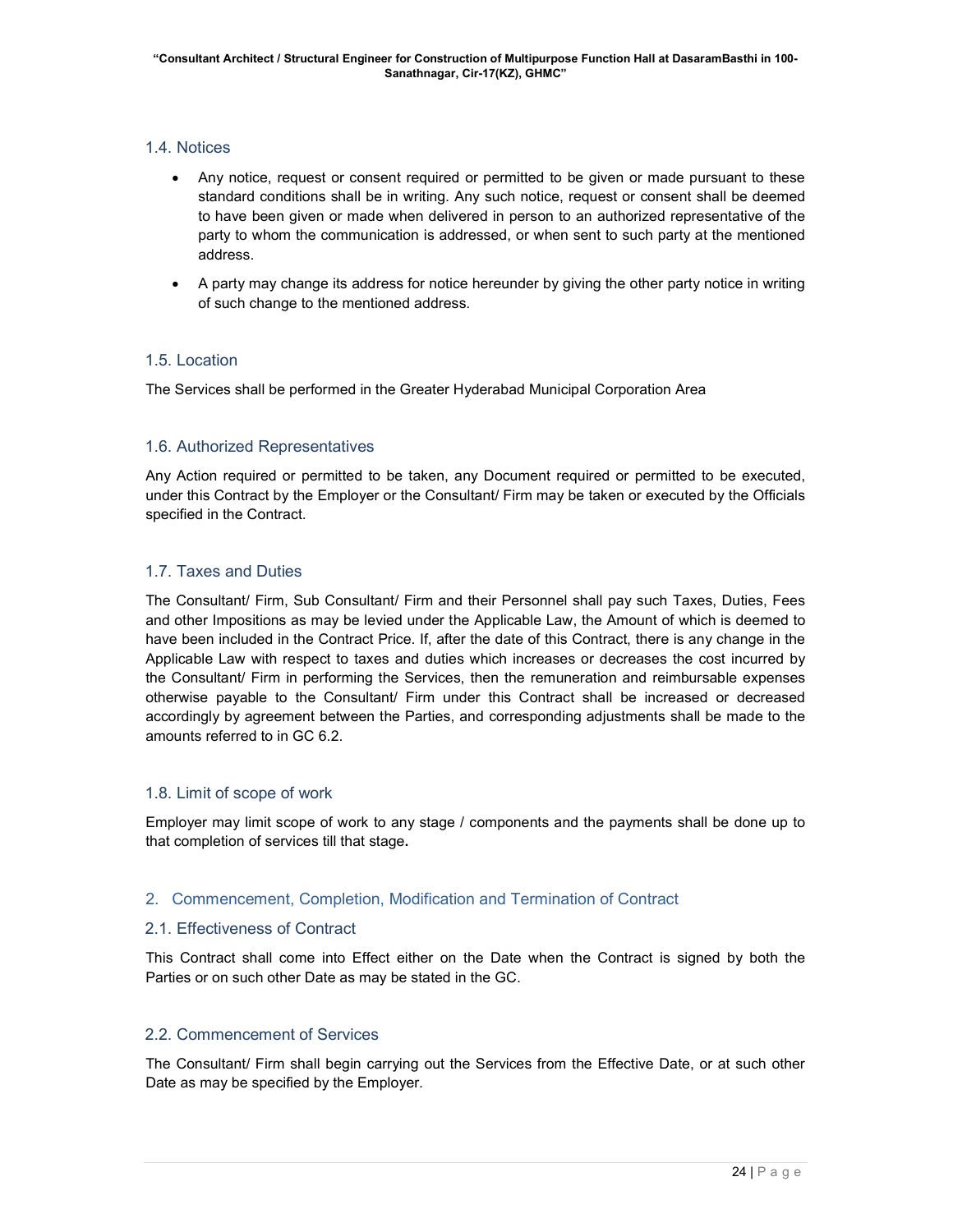### 1.4. Notices

- Any notice, request or consent required or permitted to be given or made pursuant to these standard conditions shall be in writing. Any such notice, request or consent shall be deemed to have been given or made when delivered in person to an authorized representative of the party to whom the communication is addressed, or when sent to such party at the mentioned address.
- A party may change its address for notice hereunder by giving the other party notice in writing of such change to the mentioned address.

### 1.5. Location

The Services shall be performed in the Greater Hyderabad Municipal Corporation Area

### 1.6. Authorized Representatives

Any Action required or permitted to be taken, any Document required or permitted to be executed, under this Contract by the Employer or the Consultant/ Firm may be taken or executed by the Officials specified in the Contract.

### 1.7. Taxes and Duties

The Consultant/ Firm, Sub Consultant/ Firm and their Personnel shall pay such Taxes, Duties, Fees and other Impositions as may be levied under the Applicable Law, the Amount of which is deemed to have been included in the Contract Price. If, after the date of this Contract, there is any change in the Applicable Law with respect to taxes and duties which increases or decreases the cost incurred by the Consultant/ Firm in performing the Services, then the remuneration and reimbursable expenses otherwise payable to the Consultant/ Firm under this Contract shall be increased or decreased accordingly by agreement between the Parties, and corresponding adjustments shall be made to the amounts referred to in GC 6.2.

### 1.8. Limit of scope of work

Employer may limit scope of work to any stage / components and the payments shall be done up to that completion of services till that stage**.**

## 2. Commencement, Completion, Modification and Termination of Contract

### 2.1. Effectiveness of Contract

This Contract shall come into Effect either on the Date when the Contract is signed by both the Parties or on such other Date as may be stated in the GC.

### 2.2. Commencement of Services

The Consultant/ Firm shall begin carrying out the Services from the Effective Date, or at such other Date as may be specified by the Employer.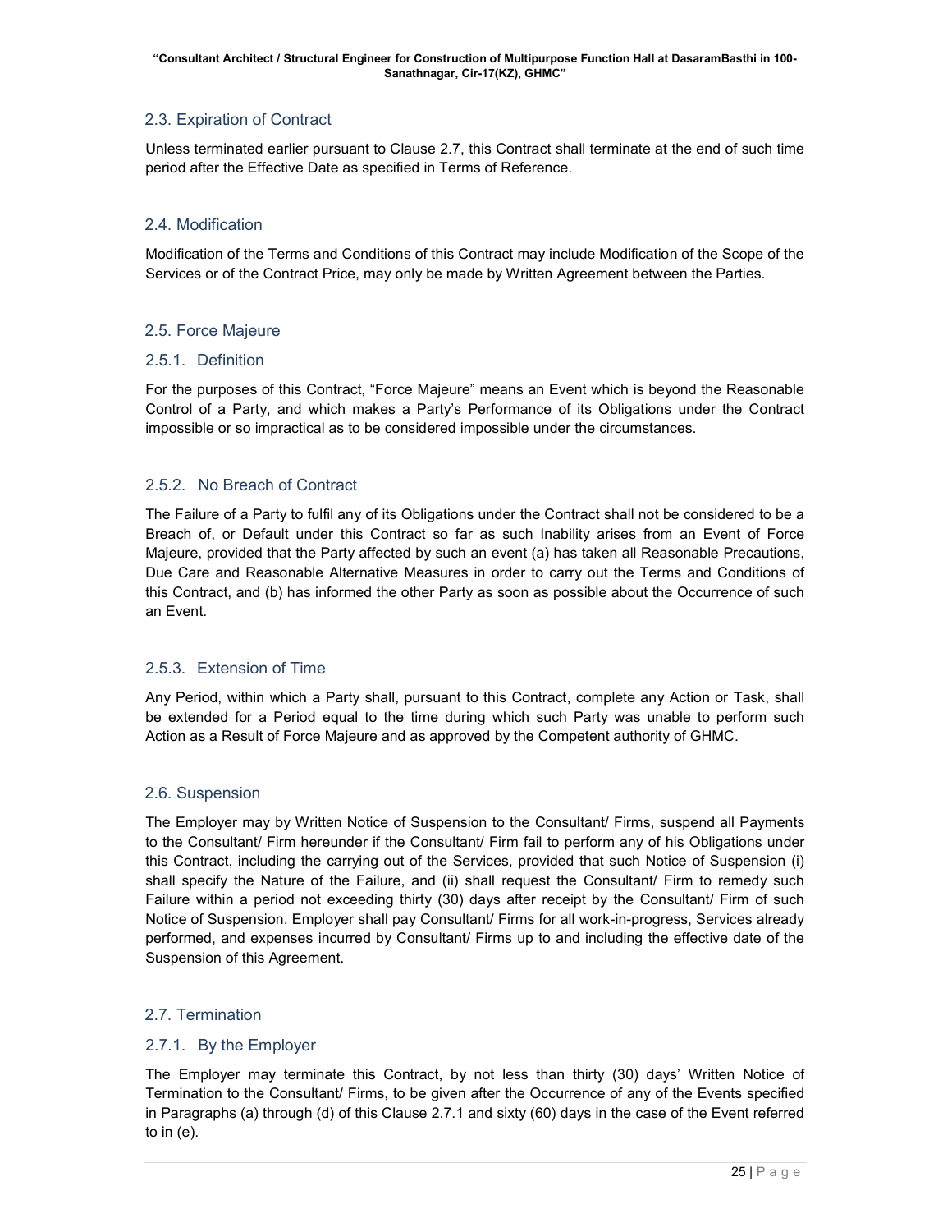## 2.3. Expiration of Contract

Unless terminated earlier pursuant to Clause 2.7, this Contract shall terminate at the end of such time period after the Effective Date as specified in Terms of Reference.

## 2.4. Modification

Modification of the Terms and Conditions of this Contract may include Modification of the Scope of the Services or of the Contract Price, may only be made by Written Agreement between the Parties.

## 2.5. Force Majeure

### 2.5.1. Definition

For the purposes of this Contract, "Force Majeure" means an Event which is beyond the Reasonable Control of a Party, and which makes a Party's Performance of its Obligations under the Contract impossible or so impractical as to be considered impossible under the circumstances.

### 2.5.2. No Breach of Contract

The Failure of a Party to fulfil any of its Obligations under the Contract shall not be considered to be a Breach of, or Default under this Contract so far as such Inability arises from an Event of Force Majeure, provided that the Party affected by such an event (a) has taken all Reasonable Precautions, Due Care and Reasonable Alternative Measures in order to carry out the Terms and Conditions of this Contract, and (b) has informed the other Party as soon as possible about the Occurrence of such an Event.

### 2.5.3. Extension of Time

Any Period, within which a Party shall, pursuant to this Contract, complete any Action or Task, shall be extended for a Period equal to the time during which such Party was unable to perform such Action as a Result of Force Majeure and as approved by the Competent authority of GHMC.

## 2.6. Suspension

The Employer may by Written Notice of Suspension to the Consultant/ Firms, suspend all Payments to the Consultant/ Firm hereunder if the Consultant/ Firm fail to perform any of his Obligations under this Contract, including the carrying out of the Services, provided that such Notice of Suspension (i) shall specify the Nature of the Failure, and (ii) shall request the Consultant/ Firm to remedy such Failure within a period not exceeding thirty (30) days after receipt by the Consultant/ Firm of such Notice of Suspension. Employer shall pay Consultant/ Firms for all work-in-progress, Services already performed, and expenses incurred by Consultant/ Firms up to and including the effective date of the Suspension of this Agreement.

## 2.7. Termination

### 2.7.1. By the Employer

The Employer may terminate this Contract, by not less than thirty (30) days' Written Notice of Termination to the Consultant/ Firms, to be given after the Occurrence of any of the Events specified in Paragraphs (a) through (d) of this Clause 2.7.1 and sixty (60) days in the case of the Event referred to in (e).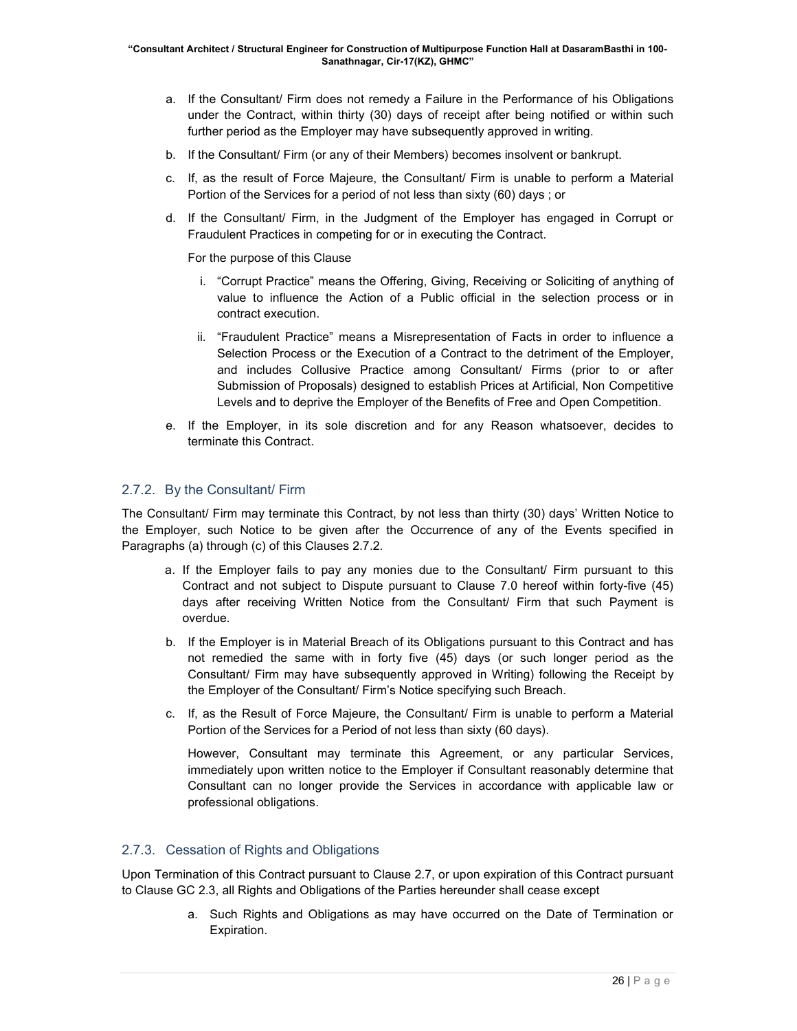a. If the Consultant/ Firm does not remedy a Failure in the Performance of his Obligations under the Contract, within thirty (30) days of receipt after being notified or within such further period as the Employer may have subsequently approved in writing.

b. If the Consultant/ Firm (or any of their Members) becomes insolvent or bankrupt.

c. If, as the result of Force Majeure, the Consultant/ Firm is unable to perform a Material Portion of the Services for a period of not less than sixty (60) days ; or

d. If the Consultant/ Firm, in the Judgment of the Employer has engaged in Corrupt or Fraudulent Practices in competing for or in executing the Contract.

   For the purpose of this Clause

   i. "Corrupt Practice" means the Offering, Giving, Receiving or Soliciting of anything of value to influence the Action of a Public official in the selection process or in contract execution.

   ii. "Fraudulent Practice" means a Misrepresentation of Facts in order to influence a Selection Process or the Execution of a Contract to the detriment of the Employer, and includes Collusive Practice among Consultant/ Firms (prior to or after Submission of Proposals) designed to establish Prices at Artificial, Non Competitive Levels and to deprive the Employer of the Benefits of Free and Open Competition.

e. If the Employer, in its sole discretion and for any Reason whatsoever, decides to terminate this Contract.

### 2.7.2. By the Consultant/ Firm

The Consultant/ Firm may terminate this Contract, by not less than thirty (30) days' Written Notice to the Employer, such Notice to be given after the Occurrence of any of the Events specified in Paragraphs (a) through (c) of this Clauses 2.7.2.

a. If the Employer fails to pay any monies due to the Consultant/ Firm pursuant to this Contract and not subject to Dispute pursuant to Clause 7.0 hereof within forty-five (45) days after receiving Written Notice from the Consultant/ Firm that such Payment is overdue.

b. If the Employer is in Material Breach of its Obligations pursuant to this Contract and has not remedied the same with in forty five (45) days (or such longer period as the Consultant/ Firm may have subsequently approved in Writing) following the Receipt by the Employer of the Consultant/ Firm's Notice specifying such Breach.

c. If, as the Result of Force Majeure, the Consultant/ Firm is unable to perform a Material Portion of the Services for a Period of not less than sixty (60 days).

   However, Consultant may terminate this Agreement, or any particular Services, immediately upon written notice to the Employer if Consultant reasonably determine that Consultant can no longer provide the Services in accordance with applicable law or professional obligations.

### 2.7.3. Cessation of Rights and Obligations

Upon Termination of this Contract pursuant to Clause 2.7, or upon expiration of this Contract pursuant to Clause GC 2.3, all Rights and Obligations of the Parties hereunder shall cease except

a. Such Rights and Obligations as may have occurred on the Date of Termination or Expiration.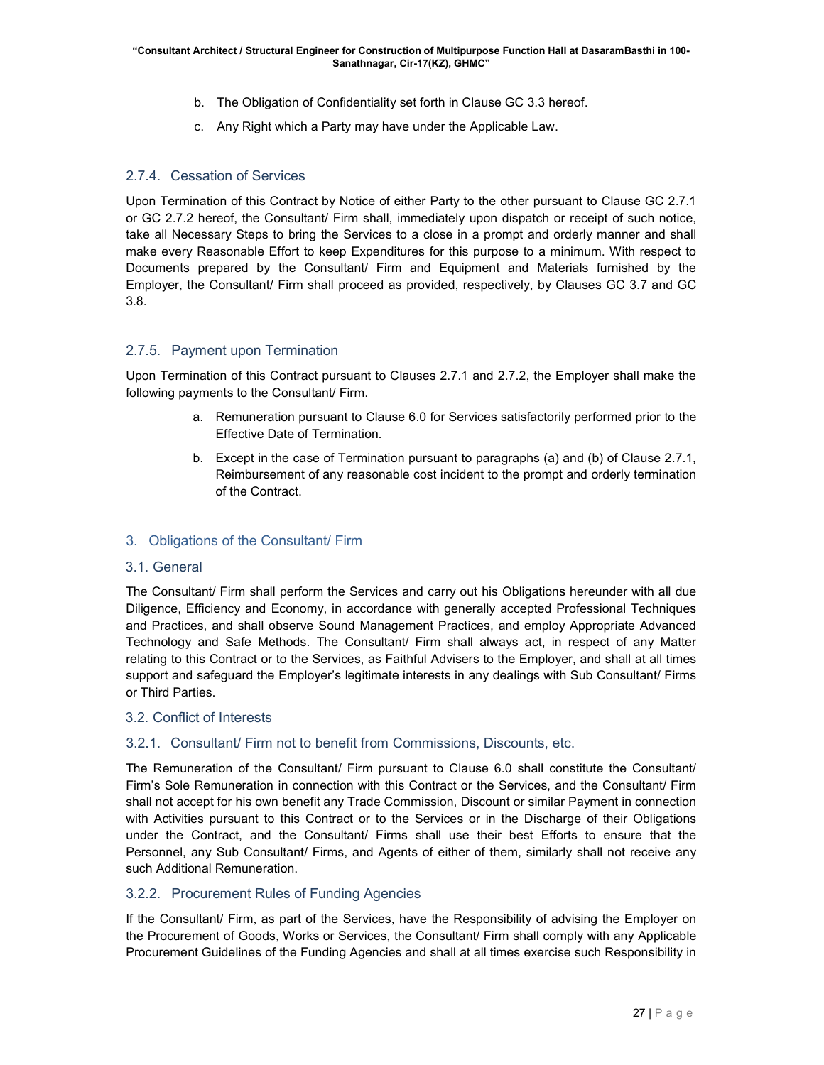b. The Obligation of Confidentiality set forth in Clause GC 3.3 hereof.

c. Any Right which a Party may have under the Applicable Law.

### 2.7.4. Cessation of Services

Upon Termination of this Contract by Notice of either Party to the other pursuant to Clause GC 2.7.1 or GC 2.7.2 hereof, the Consultant/ Firm shall, immediately upon dispatch or receipt of such notice, take all Necessary Steps to bring the Services to a close in a prompt and orderly manner and shall make every Reasonable Effort to keep Expenditures for this purpose to a minimum. With respect to Documents prepared by the Consultant/ Firm and Equipment and Materials furnished by the Employer, the Consultant/ Firm shall proceed as provided, respectively, by Clauses GC 3.7 and GC 3.8.

### 2.7.5. Payment upon Termination

Upon Termination of this Contract pursuant to Clauses 2.7.1 and 2.7.2, the Employer shall make the following payments to the Consultant/ Firm.

a. Remuneration pursuant to Clause 6.0 for Services satisfactorily performed prior to the Effective Date of Termination.

b. Except in the case of Termination pursuant to paragraphs (a) and (b) of Clause 2.7.1, Reimbursement of any reasonable cost incident to the prompt and orderly termination of the Contract.

## 3. Obligations of the Consultant/ Firm

### 3.1. General

The Consultant/ Firm shall perform the Services and carry out his Obligations hereunder with all due Diligence, Efficiency and Economy, in accordance with generally accepted Professional Techniques and Practices, and shall observe Sound Management Practices, and employ Appropriate Advanced Technology and Safe Methods. The Consultant/ Firm shall always act, in respect of any Matter relating to this Contract or to the Services, as Faithful Advisers to the Employer, and shall at all times support and safeguard the Employer's legitimate interests in any dealings with Sub Consultant/ Firms or Third Parties.

### 3.2. Conflict of Interests

### 3.2.1. Consultant/ Firm not to benefit from Commissions, Discounts, etc.

The Remuneration of the Consultant/ Firm pursuant to Clause 6.0 shall constitute the Consultant/ Firm's Sole Remuneration in connection with this Contract or the Services, and the Consultant/ Firm shall not accept for his own benefit any Trade Commission, Discount or similar Payment in connection with Activities pursuant to this Contract or to the Services or in the Discharge of their Obligations under the Contract, and the Consultant/ Firms shall use their best Efforts to ensure that the Personnel, any Sub Consultant/ Firms, and Agents of either of them, similarly shall not receive any such Additional Remuneration.

### 3.2.2. Procurement Rules of Funding Agencies

If the Consultant/ Firm, as part of the Services, have the Responsibility of advising the Employer on the Procurement of Goods, Works or Services, the Consultant/ Firm shall comply with any Applicable Procurement Guidelines of the Funding Agencies and shall at all times exercise such Responsibility in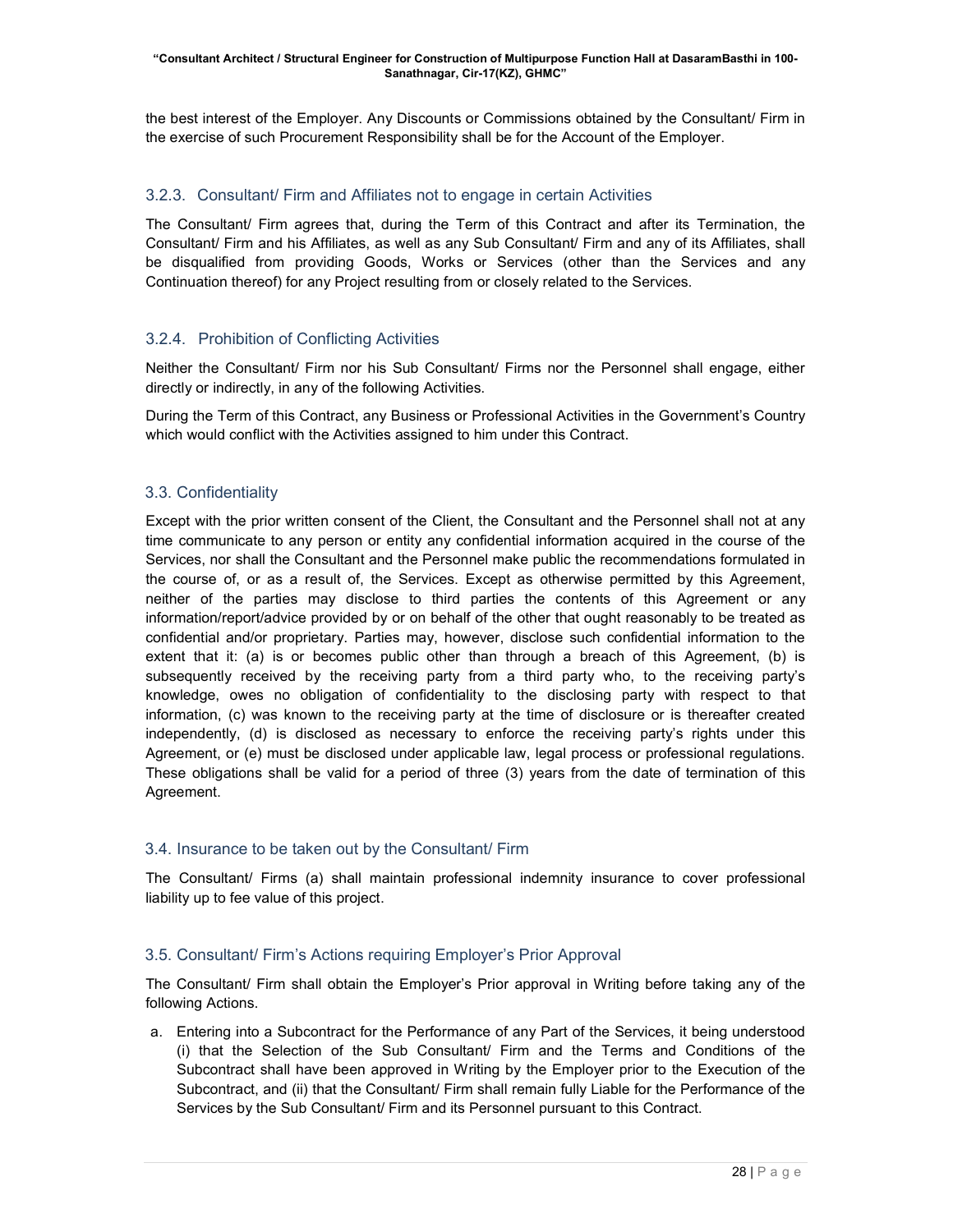the best interest of the Employer. Any Discounts or Commissions obtained by the Consultant/ Firm in the exercise of such Procurement Responsibility shall be for the Account of the Employer.

### 3.2.3. Consultant/ Firm and Affiliates not to engage in certain Activities

The Consultant/ Firm agrees that, during the Term of this Contract and after its Termination, the Consultant/ Firm and his Affiliates, as well as any Sub Consultant/ Firm and any of its Affiliates, shall be disqualified from providing Goods, Works or Services (other than the Services and any Continuation thereof) for any Project resulting from or closely related to the Services.

### 3.2.4. Prohibition of Conflicting Activities

Neither the Consultant/ Firm nor his Sub Consultant/ Firms nor the Personnel shall engage, either directly or indirectly, in any of the following Activities.

During the Term of this Contract, any Business or Professional Activities in the Government's Country which would conflict with the Activities assigned to him under this Contract.

### 3.3. Confidentiality

Except with the prior written consent of the Client, the Consultant and the Personnel shall not at any time communicate to any person or entity any confidential information acquired in the course of the Services, nor shall the Consultant and the Personnel make public the recommendations formulated in the course of, or as a result of, the Services. Except as otherwise permitted by this Agreement, neither of the parties may disclose to third parties the contents of this Agreement or any information/report/advice provided by or on behalf of the other that ought reasonably to be treated as confidential and/or proprietary. Parties may, however, disclose such confidential information to the extent that it: (a) is or becomes public other than through a breach of this Agreement, (b) is subsequently received by the receiving party from a third party who, to the receiving party's knowledge, owes no obligation of confidentiality to the disclosing party with respect to that information, (c) was known to the receiving party at the time of disclosure or is thereafter created independently, (d) is disclosed as necessary to enforce the receiving party's rights under this Agreement, or (e) must be disclosed under applicable law, legal process or professional regulations. These obligations shall be valid for a period of three (3) years from the date of termination of this Agreement.

### 3.4. Insurance to be taken out by the Consultant/ Firm

The Consultant/ Firms (a) shall maintain professional indemnity insurance to cover professional liability up to fee value of this project.

### 3.5. Consultant/ Firm's Actions requiring Employer's Prior Approval

The Consultant/ Firm shall obtain the Employer's Prior approval in Writing before taking any of the following Actions.

a. Entering into a Subcontract for the Performance of any Part of the Services, it being understood (i) that the Selection of the Sub Consultant/ Firm and the Terms and Conditions of the Subcontract shall have been approved in Writing by the Employer prior to the Execution of the Subcontract, and (ii) that the Consultant/ Firm shall remain fully Liable for the Performance of the Services by the Sub Consultant/ Firm and its Personnel pursuant to this Contract.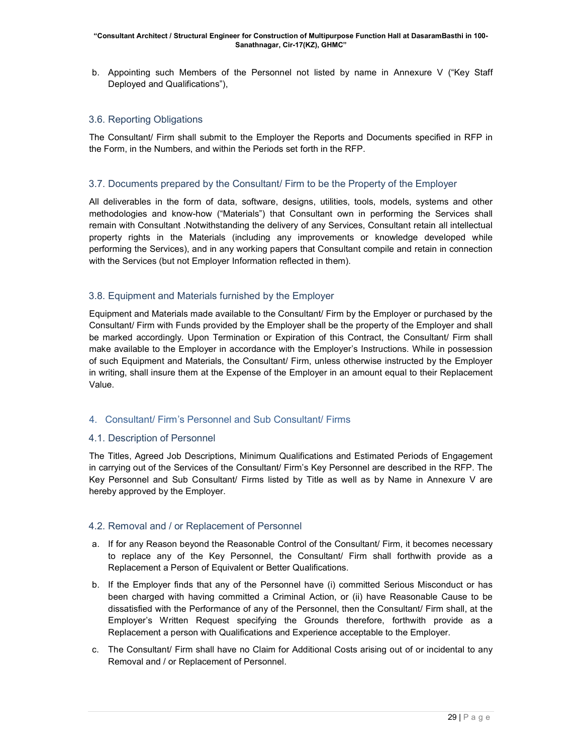b. Appointing such Members of the Personnel not listed by name in Annexure V ("Key Staff Deployed and Qualifications"),

### 3.6. Reporting Obligations

The Consultant/ Firm shall submit to the Employer the Reports and Documents specified in RFP in the Form, in the Numbers, and within the Periods set forth in the RFP.

### 3.7. Documents prepared by the Consultant/ Firm to be the Property of the Employer

All deliverables in the form of data, software, designs, utilities, tools, models, systems and other methodologies and know-how ("Materials") that Consultant own in performing the Services shall remain with Consultant .Notwithstanding the delivery of any Services, Consultant retain all intellectual property rights in the Materials (including any improvements or knowledge developed while performing the Services), and in any working papers that Consultant compile and retain in connection with the Services (but not Employer Information reflected in them).

### 3.8. Equipment and Materials furnished by the Employer

Equipment and Materials made available to the Consultant/ Firm by the Employer or purchased by the Consultant/ Firm with Funds provided by the Employer shall be the property of the Employer and shall be marked accordingly. Upon Termination or Expiration of this Contract, the Consultant/ Firm shall make available to the Employer in accordance with the Employer's Instructions. While in possession of such Equipment and Materials, the Consultant/ Firm, unless otherwise instructed by the Employer in writing, shall insure them at the Expense of the Employer in an amount equal to their Replacement Value.

## 4. Consultant/ Firm's Personnel and Sub Consultant/ Firms

### 4.1. Description of Personnel

The Titles, Agreed Job Descriptions, Minimum Qualifications and Estimated Periods of Engagement in carrying out of the Services of the Consultant/ Firm's Key Personnel are described in the RFP. The Key Personnel and Sub Consultant/ Firms listed by Title as well as by Name in Annexure V are hereby approved by the Employer.

### 4.2. Removal and / or Replacement of Personnel

a. If for any Reason beyond the Reasonable Control of the Consultant/ Firm, it becomes necessary to replace any of the Key Personnel, the Consultant/ Firm shall forthwith provide as a Replacement a Person of Equivalent or Better Qualifications.

b. If the Employer finds that any of the Personnel have (i) committed Serious Misconduct or has been charged with having committed a Criminal Action, or (ii) have Reasonable Cause to be dissatisfied with the Performance of any of the Personnel, then the Consultant/ Firm shall, at the Employer's Written Request specifying the Grounds therefore, forthwith provide as a Replacement a person with Qualifications and Experience acceptable to the Employer.

c. The Consultant/ Firm shall have no Claim for Additional Costs arising out of or incidental to any Removal and / or Replacement of Personnel.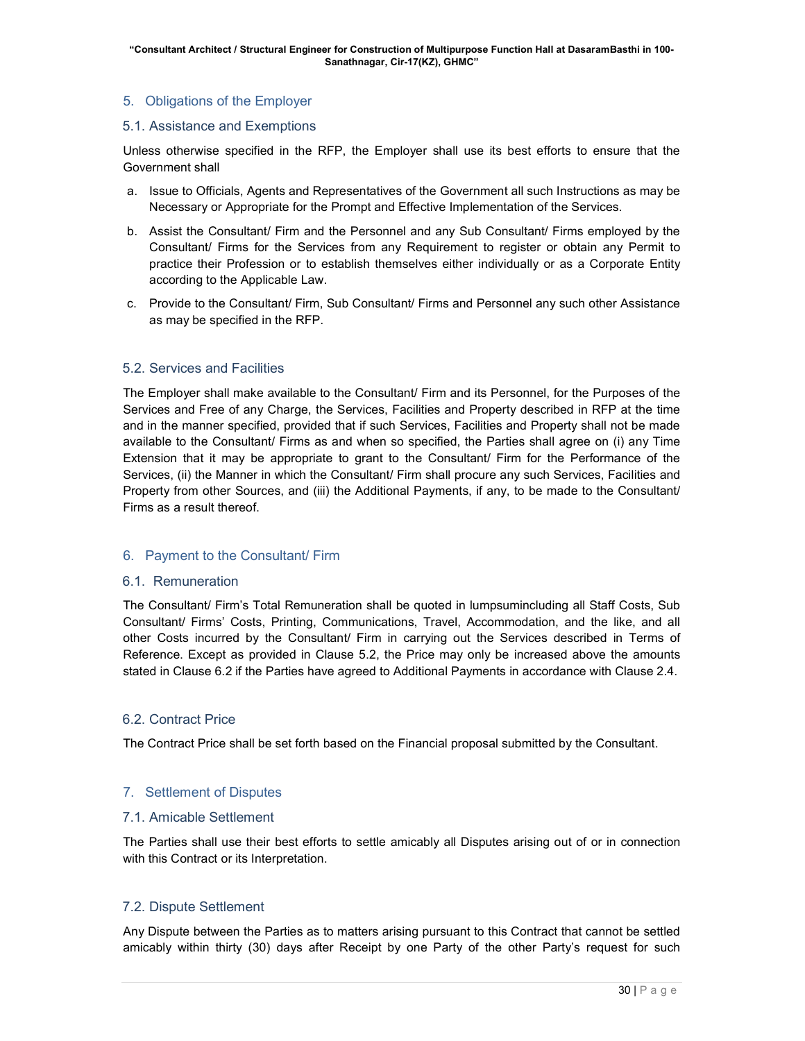## 5. Obligations of the Employer

### 5.1. Assistance and Exemptions

Unless otherwise specified in the RFP, the Employer shall use its best efforts to ensure that the Government shall

a. Issue to Officials, Agents and Representatives of the Government all such Instructions as may be Necessary or Appropriate for the Prompt and Effective Implementation of the Services.

b. Assist the Consultant/ Firm and the Personnel and any Sub Consultant/ Firms employed by the Consultant/ Firms for the Services from any Requirement to register or obtain any Permit to practice their Profession or to establish themselves either individually or as a Corporate Entity according to the Applicable Law.

c. Provide to the Consultant/ Firm, Sub Consultant/ Firms and Personnel any such other Assistance as may be specified in the RFP.

### 5.2. Services and Facilities

The Employer shall make available to the Consultant/ Firm and its Personnel, for the Purposes of the Services and Free of any Charge, the Services, Facilities and Property described in RFP at the time and in the manner specified, provided that if such Services, Facilities and Property shall not be made available to the Consultant/ Firms as and when so specified, the Parties shall agree on (i) any Time Extension that it may be appropriate to grant to the Consultant/ Firm for the Performance of the Services, (ii) the Manner in which the Consultant/ Firm shall procure any such Services, Facilities and Property from other Sources, and (iii) the Additional Payments, if any, to be made to the Consultant/ Firms as a result thereof.

## 6. Payment to the Consultant/ Firm

### 6.1. Remuneration

The Consultant/ Firm's Total Remuneration shall be quoted in lumpsumincluding all Staff Costs, Sub Consultant/ Firms' Costs, Printing, Communications, Travel, Accommodation, and the like, and all other Costs incurred by the Consultant/ Firm in carrying out the Services described in Terms of Reference. Except as provided in Clause 5.2, the Price may only be increased above the amounts stated in Clause 6.2 if the Parties have agreed to Additional Payments in accordance with Clause 2.4.

### 6.2. Contract Price

The Contract Price shall be set forth based on the Financial proposal submitted by the Consultant.

## 7. Settlement of Disputes

### 7.1. Amicable Settlement

The Parties shall use their best efforts to settle amicably all Disputes arising out of or in connection with this Contract or its Interpretation.

### 7.2. Dispute Settlement

Any Dispute between the Parties as to matters arising pursuant to this Contract that cannot be settled amicably within thirty (30) days after Receipt by one Party of the other Party's request for such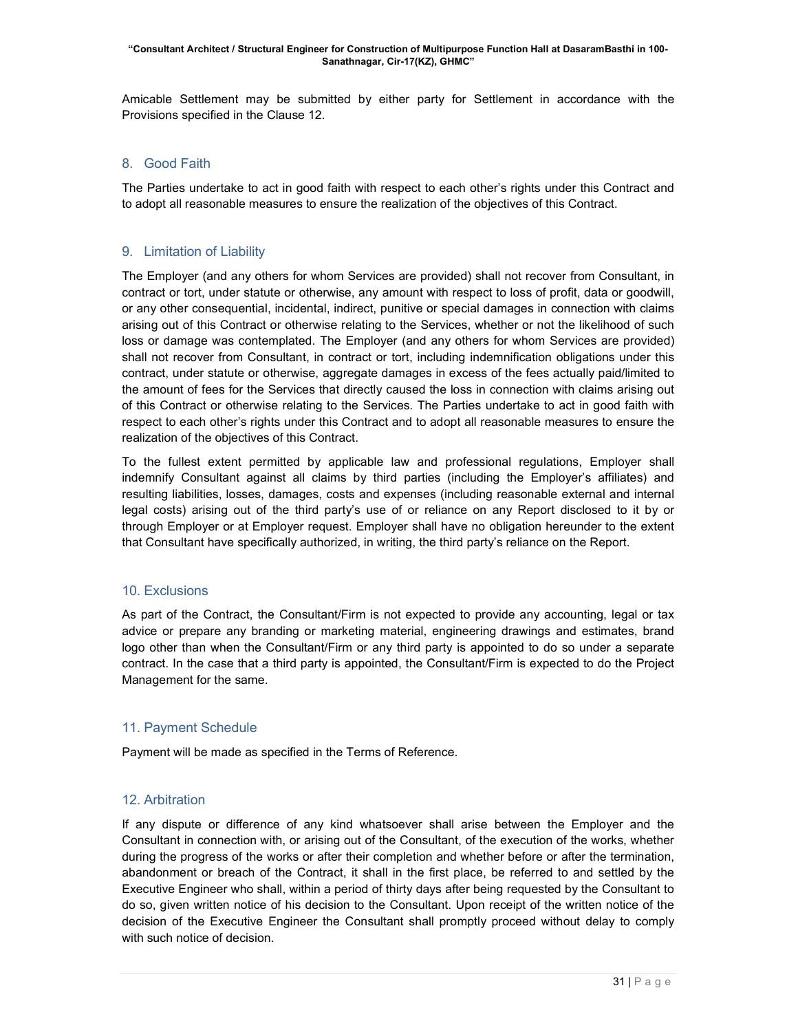Amicable Settlement may be submitted by either party for Settlement in accordance with the Provisions specified in the Clause 12.

## 8. Good Faith

The Parties undertake to act in good faith with respect to each other's rights under this Contract and to adopt all reasonable measures to ensure the realization of the objectives of this Contract.

## 9. Limitation of Liability

The Employer (and any others for whom Services are provided) shall not recover from Consultant, in contract or tort, under statute or otherwise, any amount with respect to loss of profit, data or goodwill, or any other consequential, incidental, indirect, punitive or special damages in connection with claims arising out of this Contract or otherwise relating to the Services, whether or not the likelihood of such loss or damage was contemplated. The Employer (and any others for whom Services are provided) shall not recover from Consultant, in contract or tort, including indemnification obligations under this contract, under statute or otherwise, aggregate damages in excess of the fees actually paid/limited to the amount of fees for the Services that directly caused the loss in connection with claims arising out of this Contract or otherwise relating to the Services. The Parties undertake to act in good faith with respect to each other's rights under this Contract and to adopt all reasonable measures to ensure the realization of the objectives of this Contract.

To the fullest extent permitted by applicable law and professional regulations, Employer shall indemnify Consultant against all claims by third parties (including the Employer's affiliates) and resulting liabilities, losses, damages, costs and expenses (including reasonable external and internal legal costs) arising out of the third party's use of or reliance on any Report disclosed to it by or through Employer or at Employer request. Employer shall have no obligation hereunder to the extent that Consultant have specifically authorized, in writing, the third party's reliance on the Report.

## 10. Exclusions

As part of the Contract, the Consultant/Firm is not expected to provide any accounting, legal or tax advice or prepare any branding or marketing material, engineering drawings and estimates, brand logo other than when the Consultant/Firm or any third party is appointed to do so under a separate contract. In the case that a third party is appointed, the Consultant/Firm is expected to do the Project Management for the same.

## 11. Payment Schedule

Payment will be made as specified in the Terms of Reference.

## 12. Arbitration

If any dispute or difference of any kind whatsoever shall arise between the Employer and the Consultant in connection with, or arising out of the Consultant, of the execution of the works, whether during the progress of the works or after their completion and whether before or after the termination, abandonment or breach of the Contract, it shall in the first place, be referred to and settled by the Executive Engineer who shall, within a period of thirty days after being requested by the Consultant to do so, given written notice of his decision to the Consultant. Upon receipt of the written notice of the decision of the Executive Engineer the Consultant shall promptly proceed without delay to comply with such notice of decision.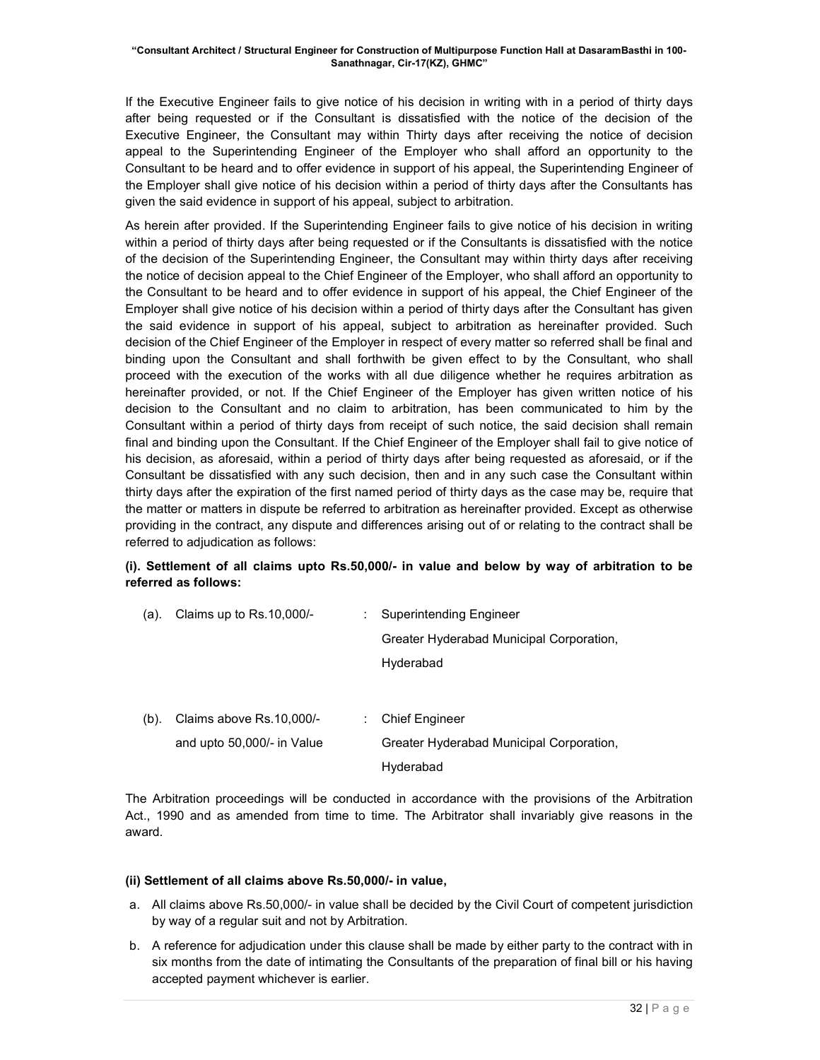If the Executive Engineer fails to give notice of his decision in writing with in a period of thirty days after being requested or if the Consultant is dissatisfied with the notice of the decision of the Executive Engineer, the Consultant may within Thirty days after receiving the notice of decision appeal to the Superintending Engineer of the Employer who shall afford an opportunity to the Consultant to be heard and to offer evidence in support of his appeal, the Superintending Engineer of the Employer shall give notice of his decision within a period of thirty days after the Consultants has given the said evidence in support of his appeal, subject to arbitration.

As herein after provided. If the Superintending Engineer fails to give notice of his decision in writing within a period of thirty days after being requested or if the Consultants is dissatisfied with the notice of the decision of the Superintending Engineer, the Consultant may within thirty days after receiving the notice of decision appeal to the Chief Engineer of the Employer, who shall afford an opportunity to the Consultant to be heard and to offer evidence in support of his appeal, the Chief Engineer of the Employer shall give notice of his decision within a period of thirty days after the Consultant has given the said evidence in support of his appeal, subject to arbitration as hereinafter provided. Such decision of the Chief Engineer of the Employer in respect of every matter so referred shall be final and binding upon the Consultant and shall forthwith be given effect to by the Consultant, who shall proceed with the execution of the works with all due diligence whether he requires arbitration as hereinafter provided, or not. If the Chief Engineer of the Employer has given written notice of his decision to the Consultant and no claim to arbitration, has been communicated to him by the Consultant within a period of thirty days from receipt of such notice, the said decision shall remain final and binding upon the Consultant. If the Chief Engineer of the Employer shall fail to give notice of his decision, as aforesaid, within a period of thirty days after being requested as aforesaid, or if the Consultant be dissatisfied with any such decision, then and in any such case the Consultant within thirty days after the expiration of the first named period of thirty days as the case may be, require that the matter or matters in dispute be referred to arbitration as hereinafter provided. Except as otherwise providing in the contract, any dispute and differences arising out of or relating to the contract shall be referred to adjudication as follows:

**(i). Settlement of all claims upto Rs.50,000/- in value and below by way of arbitration to be referred as follows:**

| | | | |
|---|---|---|---|
| (a). | Claims up to Rs.10,000/- | : | Superintending Engineer<br>Greater Hyderabad Municipal Corporation,<br>Hyderabad |
| (b). | Claims above Rs.10,000/- and upto 50,000/- in Value | : | Chief Engineer<br>Greater Hyderabad Municipal Corporation,<br>Hyderabad |

The Arbitration proceedings will be conducted in accordance with the provisions of the Arbitration Act., 1990 and as amended from time to time. The Arbitrator shall invariably give reasons in the award.

**(ii) Settlement of all claims above Rs.50,000/- in value,**

a. All claims above Rs.50,000/- in value shall be decided by the Civil Court of competent jurisdiction by way of a regular suit and not by Arbitration.

b. A reference for adjudication under this clause shall be made by either party to the contract with in six months from the date of intimating the Consultants of the preparation of final bill or his having accepted payment whichever is earlier.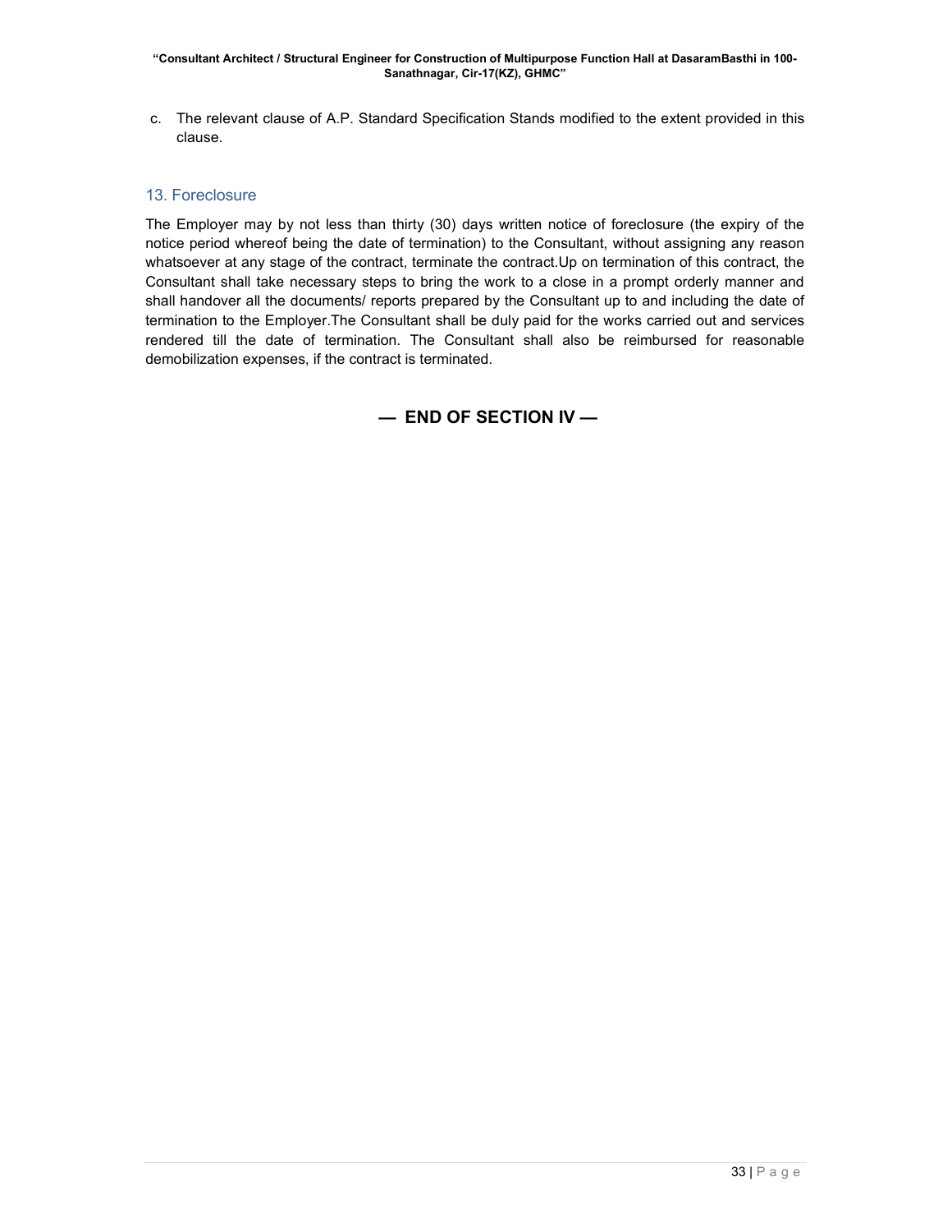c. The relevant clause of A.P. Standard Specification Stands modified to the extent provided in this clause.

## 13. Foreclosure

The Employer may by not less than thirty (30) days written notice of foreclosure (the expiry of the notice period whereof being the date of termination) to the Consultant, without assigning any reason whatsoever at any stage of the contract, terminate the contract.Up on termination of this contract, the Consultant shall take necessary steps to bring the work to a close in a prompt orderly manner and shall handover all the documents/ reports prepared by the Consultant up to and including the date of termination to the Employer.The Consultant shall be duly paid for the works carried out and services rendered till the date of termination. The Consultant shall also be reimbursed for reasonable demobilization expenses, if the contract is terminated.

**— END OF SECTION IV —**